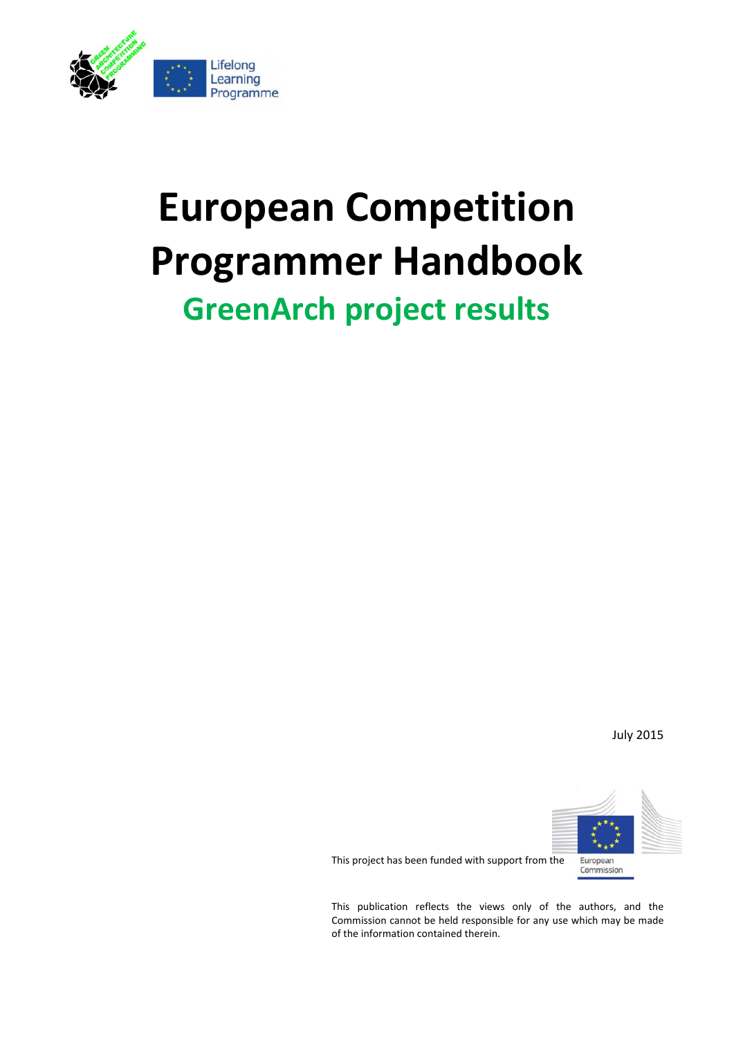# European Competition Programmer Handbook

## GreenArch project results

July 2015

This project has been funded with support from the European Commission

This publication reflects the views only of the authors, and the Commission cannot be held responsible for any use which may be made of the information contained therein.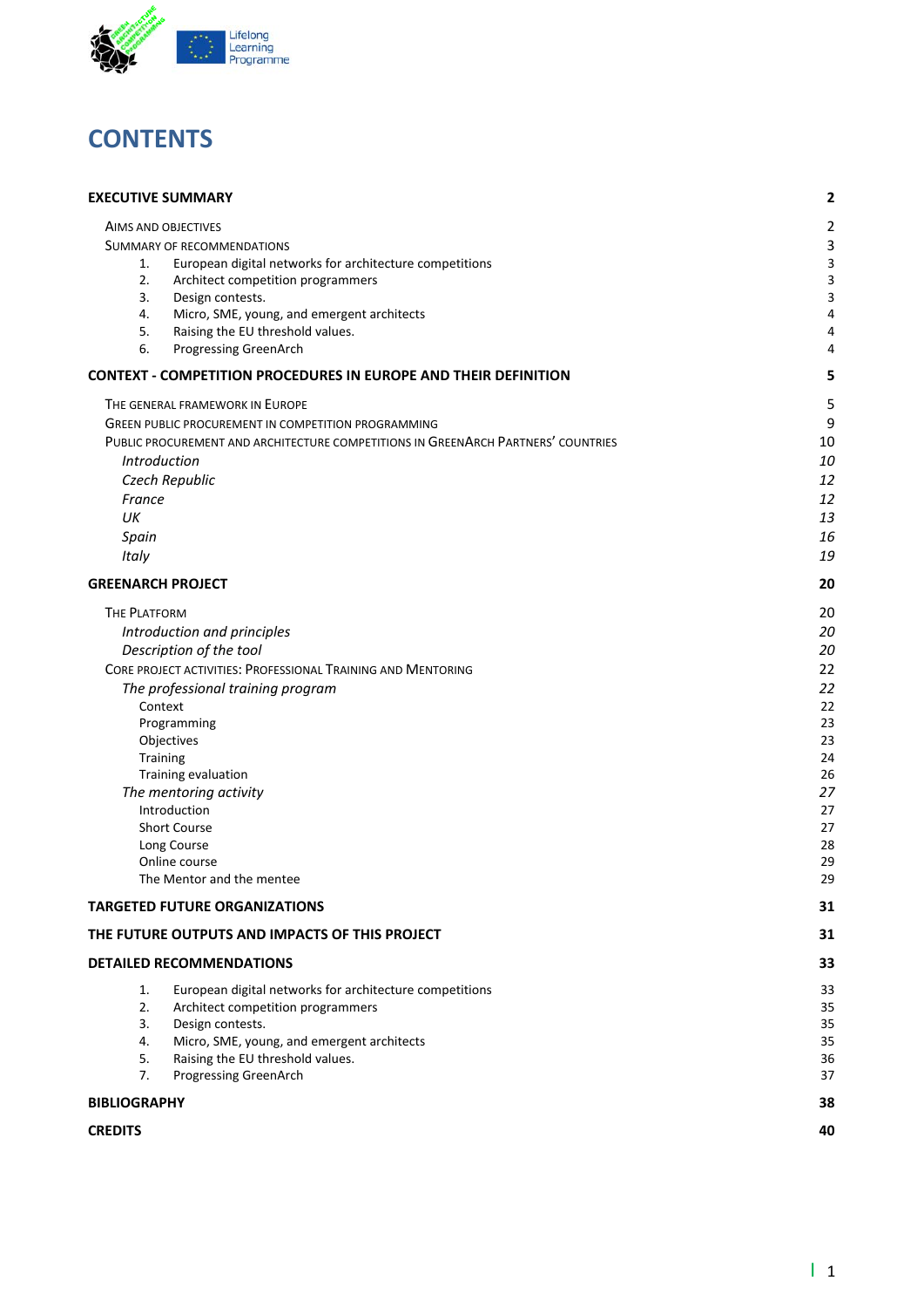# CONTENTS

| | |
|---|---|
| **EXECUTIVE SUMMARY** | **2** |
| AIMS AND OBJECTIVES | 2 |
| SUMMARY OF RECOMMENDATIONS | 3 |
| 1. European digital networks for architecture competitions | 3 |
| 2. Architect competition programmers | 3 |
| 3. Design contests. | 3 |
| 4. Micro, SME, young, and emergent architects | 4 |
| 5. Raising the EU threshold values. | 4 |
| 6. Progressing GreenArch | 4 |
| **CONTEXT - COMPETITION PROCEDURES IN EUROPE AND THEIR DEFINITION** | **5** |
| THE GENERAL FRAMEWORK IN EUROPE | 5 |
| GREEN PUBLIC PROCUREMENT IN COMPETITION PROGRAMMING | 9 |
| PUBLIC PROCUREMENT AND ARCHITECTURE COMPETITIONS IN GREENARCH PARTNERS' COUNTRIES | 10 |
| *Introduction* | *10* |
| *Czech Republic* | *12* |
| *France* | *12* |
| *UK* | *13* |
| *Spain* | *16* |
| *Italy* | *19* |
| **GREENARCH PROJECT** | **20** |
| THE PLATFORM | 20 |
| *Introduction and principles* | *20* |
| *Description of the tool* | *20* |
| CORE PROJECT ACTIVITIES: PROFESSIONAL TRAINING AND MENTORING | 22 |
| *The professional training program* | *22* |
| Context | 22 |
| Programming | 23 |
| Objectives | 23 |
| Training | 24 |
| Training evaluation | 26 |
| *The mentoring activity* | *27* |
| Introduction | 27 |
| Short Course | 27 |
| Long Course | 28 |
| Online course | 29 |
| The Mentor and the mentee | 29 |
| **TARGETED FUTURE ORGANIZATIONS** | **31** |
| **THE FUTURE OUTPUTS AND IMPACTS OF THIS PROJECT** | **31** |
| **DETAILED RECOMMENDATIONS** | **33** |
| 1. European digital networks for architecture competitions | 33 |
| 2. Architect competition programmers | 35 |
| 3. Design contests. | 35 |
| 4. Micro, SME, young, and emergent architects | 35 |
| 5. Raising the EU threshold values. | 36 |
| 7. Progressing GreenArch | 37 |
| **BIBLIOGRAPHY** | **38** |
| **CREDITS** | **40** |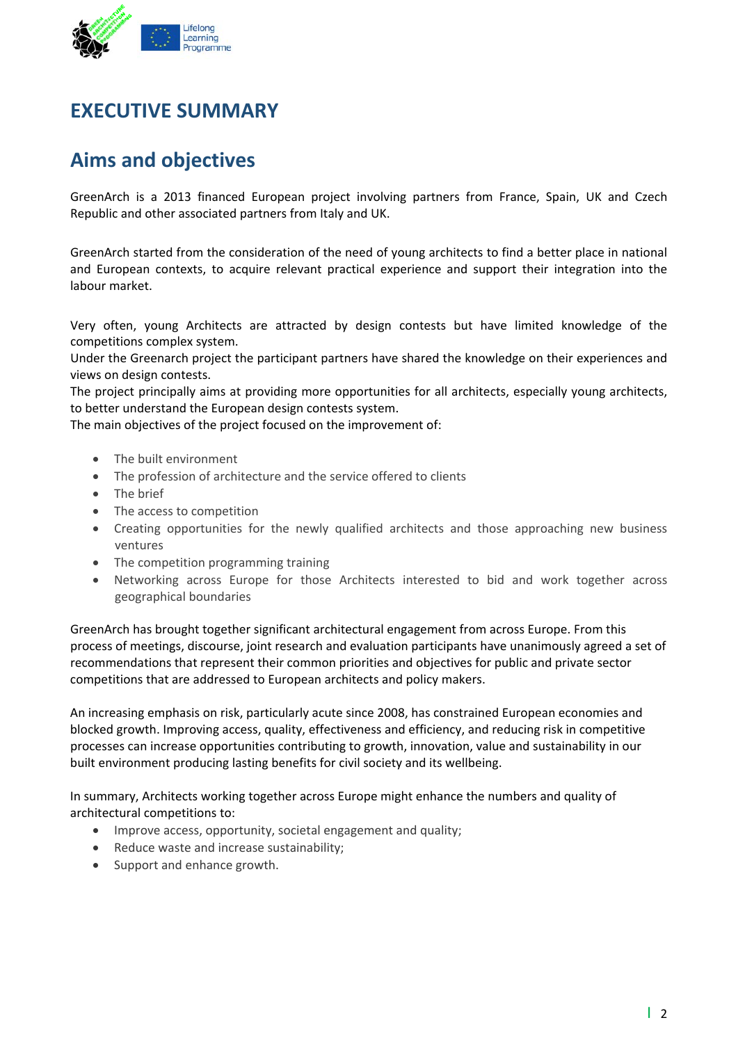# EXECUTIVE SUMMARY

## Aims and objectives

GreenArch is a 2013 financed European project involving partners from France, Spain, UK and Czech Republic and other associated partners from Italy and UK.

GreenArch started from the consideration of the need of young architects to find a better place in national and European contexts, to acquire relevant practical experience and support their integration into the labour market.

Very often, young Architects are attracted by design contests but have limited knowledge of the competitions complex system.
Under the Greenarch project the participant partners have shared the knowledge on their experiences and views on design contests.
The project principally aims at providing more opportunities for all architects, especially young architects, to better understand the European design contests system.
The main objectives of the project focused on the improvement of:

- The built environment
- The profession of architecture and the service offered to clients
- The brief
- The access to competition
- Creating opportunities for the newly qualified architects and those approaching new business ventures
- The competition programming training
- Networking across Europe for those Architects interested to bid and work together across geographical boundaries

GreenArch has brought together significant architectural engagement from across Europe. From this process of meetings, discourse, joint research and evaluation participants have unanimously agreed a set of recommendations that represent their common priorities and objectives for public and private sector competitions that are addressed to European architects and policy makers.

An increasing emphasis on risk, particularly acute since 2008, has constrained European economies and blocked growth. Improving access, quality, effectiveness and efficiency, and reducing risk in competitive processes can increase opportunities contributing to growth, innovation, value and sustainability in our built environment producing lasting benefits for civil society and its wellbeing.

In summary, Architects working together across Europe might enhance the numbers and quality of architectural competitions to:

- Improve access, opportunity, societal engagement and quality;
- Reduce waste and increase sustainability;
- Support and enhance growth.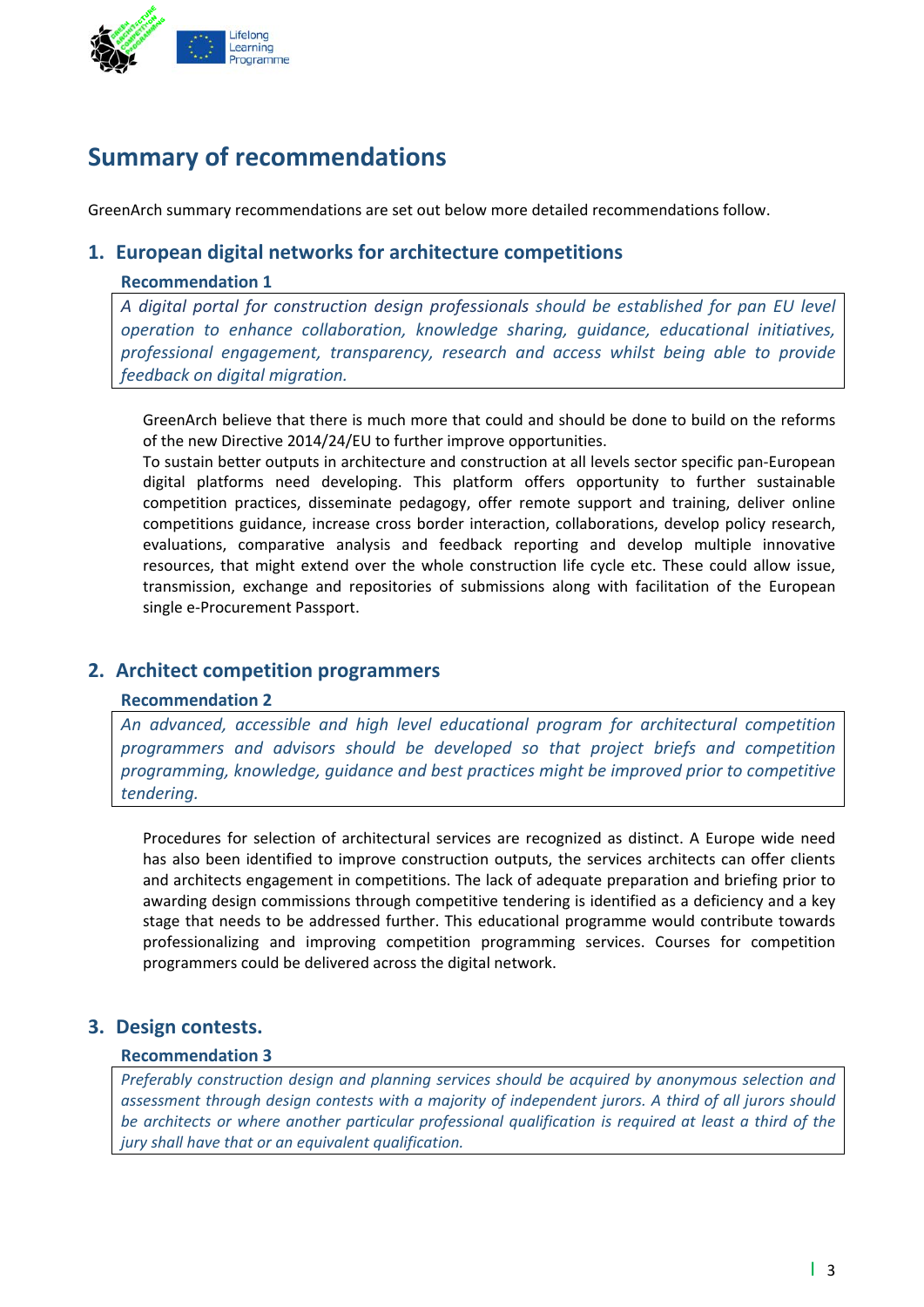# Summary of recommendations

GreenArch summary recommendations are set out below more detailed recommendations follow.

## 1. European digital networks for architecture competitions

### Recommendation 1

*A digital portal for construction design professionals should be established for pan EU level operation to enhance collaboration, knowledge sharing, guidance, educational initiatives, professional engagement, transparency, research and access whilst being able to provide feedback on digital migration.*

GreenArch believe that there is much more that could and should be done to build on the reforms of the new Directive 2014/24/EU to further improve opportunities.

To sustain better outputs in architecture and construction at all levels sector specific pan-European digital platforms need developing. This platform offers opportunity to further sustainable competition practices, disseminate pedagogy, offer remote support and training, deliver online competitions guidance, increase cross border interaction, collaborations, develop policy research, evaluations, comparative analysis and feedback reporting and develop multiple innovative resources, that might extend over the whole construction life cycle etc. These could allow issue, transmission, exchange and repositories of submissions along with facilitation of the European single e-Procurement Passport.

## 2. Architect competition programmers

### Recommendation 2

*An advanced, accessible and high level educational program for architectural competition programmers and advisors should be developed so that project briefs and competition programming, knowledge, guidance and best practices might be improved prior to competitive tendering.*

Procedures for selection of architectural services are recognized as distinct. A Europe wide need has also been identified to improve construction outputs, the services architects can offer clients and architects engagement in competitions. The lack of adequate preparation and briefing prior to awarding design commissions through competitive tendering is identified as a deficiency and a key stage that needs to be addressed further. This educational programme would contribute towards professionalizing and improving competition programming services. Courses for competition programmers could be delivered across the digital network.

## 3. Design contests.

### Recommendation 3

*Preferably construction design and planning services should be acquired by anonymous selection and assessment through design contests with a majority of independent jurors. A third of all jurors should be architects or where another particular professional qualification is required at least a third of the jury shall have that or an equivalent qualification.*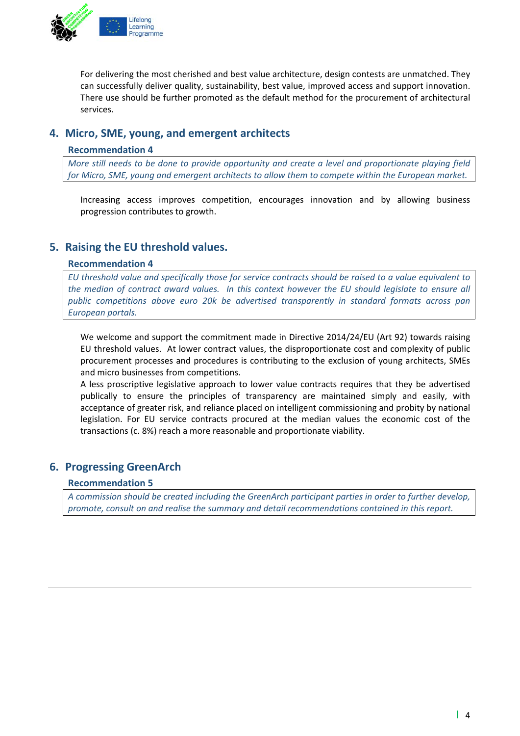For delivering the most cherished and best value architecture, design contests are unmatched. They can successfully deliver quality, sustainability, best value, improved access and support innovation. There use should be further promoted as the default method for the procurement of architectural services.

## 4. Micro, SME, young, and emergent architects

### Recommendation 4

*More still needs to be done to provide opportunity and create a level and proportionate playing field for Micro, SME, young and emergent architects to allow them to compete within the European market.*

Increasing access improves competition, encourages innovation and by allowing business progression contributes to growth.

## 5. Raising the EU threshold values.

### Recommendation 4

*EU threshold value and specifically those for service contracts should be raised to a value equivalent to the median of contract award values. In this context however the EU should legislate to ensure all public competitions above euro 20k be advertised transparently in standard formats across pan European portals.*

We welcome and support the commitment made in Directive 2014/24/EU (Art 92) towards raising EU threshold values. At lower contract values, the disproportionate cost and complexity of public procurement processes and procedures is contributing to the exclusion of young architects, SMEs and micro businesses from competitions.

A less proscriptive legislative approach to lower value contracts requires that they be advertised publically to ensure the principles of transparency are maintained simply and easily, with acceptance of greater risk, and reliance placed on intelligent commissioning and probity by national legislation. For EU service contracts procured at the median values the economic cost of the transactions (c. 8%) reach a more reasonable and proportionate viability.

## 6. Progressing GreenArch

### Recommendation 5

*A commission should be created including the GreenArch participant parties in order to further develop, promote, consult on and realise the summary and detail recommendations contained in this report.*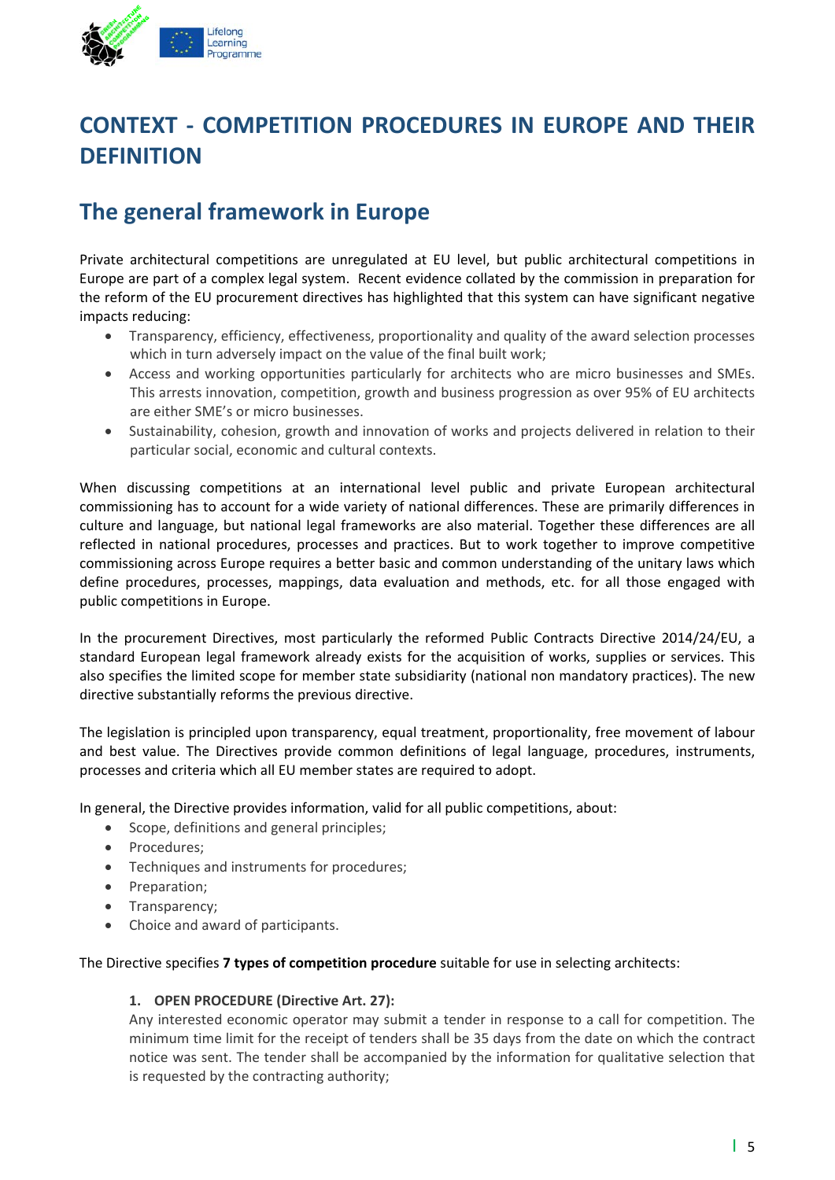# CONTEXT - COMPETITION PROCEDURES IN EUROPE AND THEIR DEFINITION

## The general framework in Europe

Private architectural competitions are unregulated at EU level, but public architectural competitions in Europe are part of a complex legal system. Recent evidence collated by the commission in preparation for the reform of the EU procurement directives has highlighted that this system can have significant negative impacts reducing:

- Transparency, efficiency, effectiveness, proportionality and quality of the award selection processes which in turn adversely impact on the value of the final built work;
- Access and working opportunities particularly for architects who are micro businesses and SMEs. This arrests innovation, competition, growth and business progression as over 95% of EU architects are either SME's or micro businesses.
- Sustainability, cohesion, growth and innovation of works and projects delivered in relation to their particular social, economic and cultural contexts.

When discussing competitions at an international level public and private European architectural commissioning has to account for a wide variety of national differences. These are primarily differences in culture and language, but national legal frameworks are also material. Together these differences are all reflected in national procedures, processes and practices. But to work together to improve competitive commissioning across Europe requires a better basic and common understanding of the unitary laws which define procedures, processes, mappings, data evaluation and methods, etc. for all those engaged with public competitions in Europe.

In the procurement Directives, most particularly the reformed Public Contracts Directive 2014/24/EU, a standard European legal framework already exists for the acquisition of works, supplies or services. This also specifies the limited scope for member state subsidiarity (national non mandatory practices). The new directive substantially reforms the previous directive.

The legislation is principled upon transparency, equal treatment, proportionality, free movement of labour and best value. The Directives provide common definitions of legal language, procedures, instruments, processes and criteria which all EU member states are required to adopt.

In general, the Directive provides information, valid for all public competitions, about:

- Scope, definitions and general principles;
- Procedures;
- Techniques and instruments for procedures;
- Preparation;
- Transparency;
- Choice and award of participants.

The Directive specifies **7 types of competition procedure** suitable for use in selecting architects:

1. **OPEN PROCEDURE (Directive Art. 27):**
   Any interested economic operator may submit a tender in response to a call for competition. The minimum time limit for the receipt of tenders shall be 35 days from the date on which the contract notice was sent. The tender shall be accompanied by the information for qualitative selection that is requested by the contracting authority;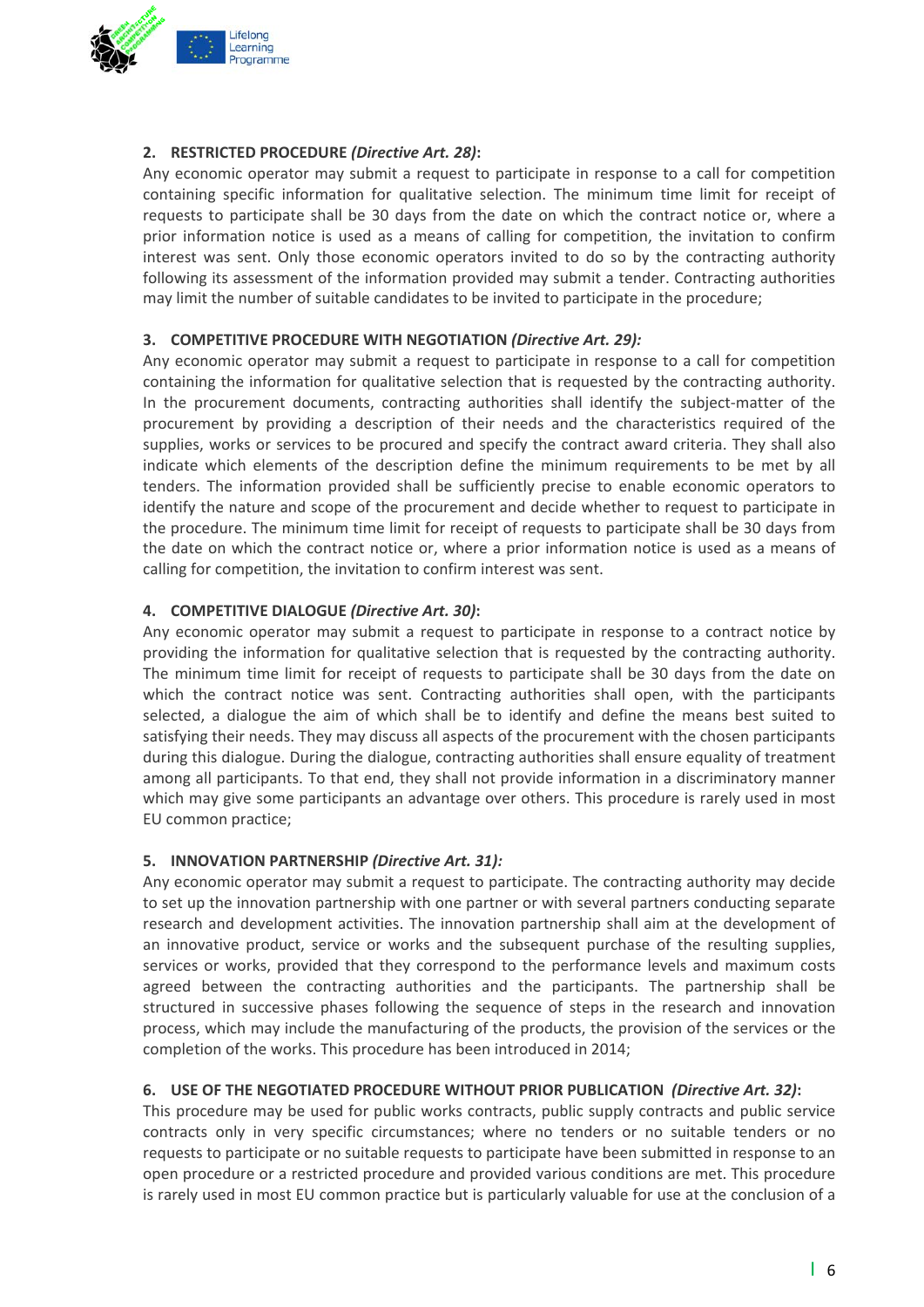**2. RESTRICTED PROCEDURE *(Directive Art. 28)*:**
Any economic operator may submit a request to participate in response to a call for competition containing specific information for qualitative selection. The minimum time limit for receipt of requests to participate shall be 30 days from the date on which the contract notice or, where a prior information notice is used as a means of calling for competition, the invitation to confirm interest was sent. Only those economic operators invited to do so by the contracting authority following its assessment of the information provided may submit a tender. Contracting authorities may limit the number of suitable candidates to be invited to participate in the procedure;

**3. COMPETITIVE PROCEDURE WITH NEGOTIATION *(Directive Art. 29):***
Any economic operator may submit a request to participate in response to a call for competition containing the information for qualitative selection that is requested by the contracting authority. In the procurement documents, contracting authorities shall identify the subject-matter of the procurement by providing a description of their needs and the characteristics required of the supplies, works or services to be procured and specify the contract award criteria. They shall also indicate which elements of the description define the minimum requirements to be met by all tenders. The information provided shall be sufficiently precise to enable economic operators to identify the nature and scope of the procurement and decide whether to request to participate in the procedure. The minimum time limit for receipt of requests to participate shall be 30 days from the date on which the contract notice or, where a prior information notice is used as a means of calling for competition, the invitation to confirm interest was sent.

**4. COMPETITIVE DIALOGUE *(Directive Art. 30)*:**
Any economic operator may submit a request to participate in response to a contract notice by providing the information for qualitative selection that is requested by the contracting authority. The minimum time limit for receipt of requests to participate shall be 30 days from the date on which the contract notice was sent. Contracting authorities shall open, with the participants selected, a dialogue the aim of which shall be to identify and define the means best suited to satisfying their needs. They may discuss all aspects of the procurement with the chosen participants during this dialogue. During the dialogue, contracting authorities shall ensure equality of treatment among all participants. To that end, they shall not provide information in a discriminatory manner which may give some participants an advantage over others. This procedure is rarely used in most EU common practice;

**5. INNOVATION PARTNERSHIP *(Directive Art. 31):***
Any economic operator may submit a request to participate. The contracting authority may decide to set up the innovation partnership with one partner or with several partners conducting separate research and development activities. The innovation partnership shall aim at the development of an innovative product, service or works and the subsequent purchase of the resulting supplies, services or works, provided that they correspond to the performance levels and maximum costs agreed between the contracting authorities and the participants. The partnership shall be structured in successive phases following the sequence of steps in the research and innovation process, which may include the manufacturing of the products, the provision of the services or the completion of the works. This procedure has been introduced in 2014;

**6. USE OF THE NEGOTIATED PROCEDURE WITHOUT PRIOR PUBLICATION *(Directive Art. 32)*:**
This procedure may be used for public works contracts, public supply contracts and public service contracts only in very specific circumstances; where no tenders or no suitable tenders or no requests to participate or no suitable requests to participate have been submitted in response to an open procedure or a restricted procedure and provided various conditions are met. This procedure is rarely used in most EU common practice but is particularly valuable for use at the conclusion of a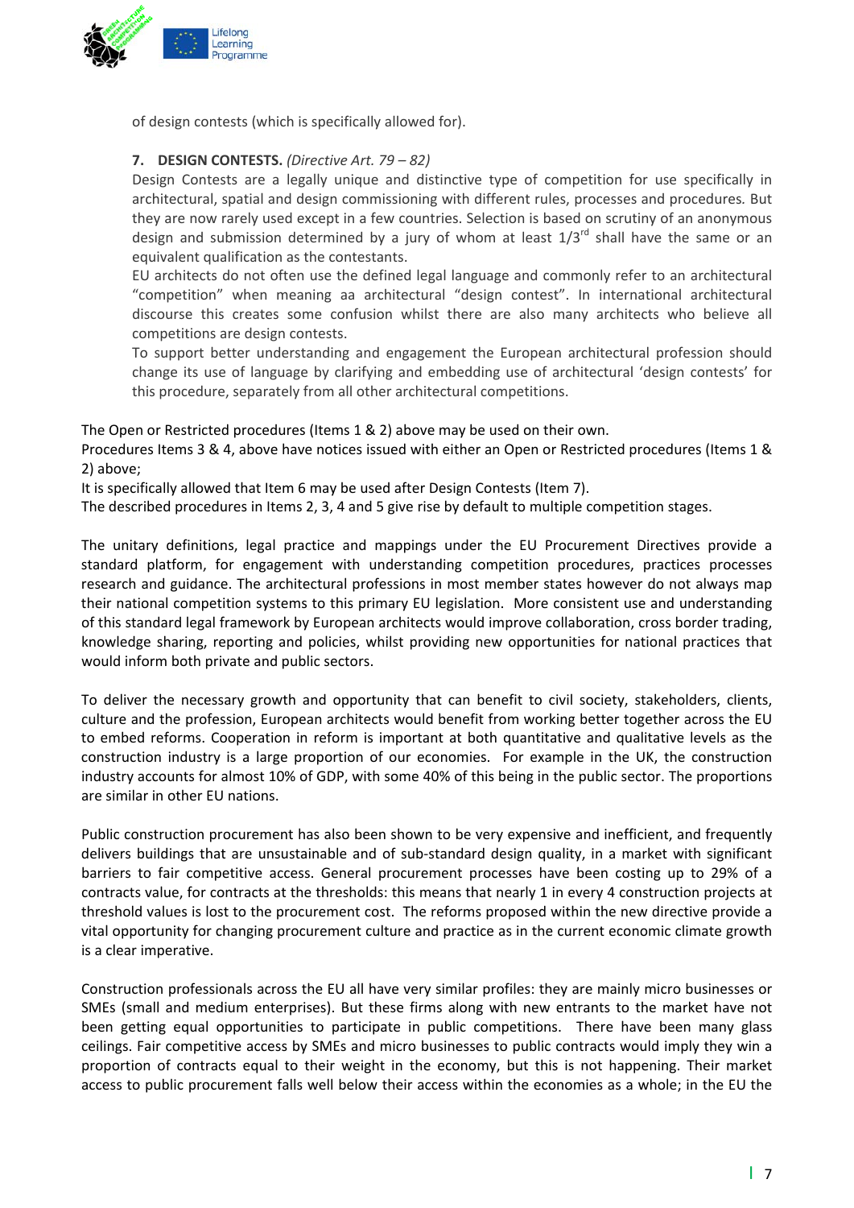of design contests (which is specifically allowed for).

7. **DESIGN CONTESTS.** *(Directive Art. 79 – 82)*

Design Contests are a legally unique and distinctive type of competition for use specifically in architectural, spatial and design commissioning with different rules, processes and procedures. But they are now rarely used except in a few countries. Selection is based on scrutiny of an anonymous design and submission determined by a jury of whom at least 1/3rd shall have the same or an equivalent qualification as the contestants.

EU architects do not often use the defined legal language and commonly refer to an architectural "competition" when meaning aa architectural "design contest". In international architectural discourse this creates some confusion whilst there are also many architects who believe all competitions are design contests.

To support better understanding and engagement the European architectural profession should change its use of language by clarifying and embedding use of architectural 'design contests' for this procedure, separately from all other architectural competitions.

The Open or Restricted procedures (Items 1 & 2) above may be used on their own.
Procedures Items 3 & 4, above have notices issued with either an Open or Restricted procedures (Items 1 & 2) above;
It is specifically allowed that Item 6 may be used after Design Contests (Item 7).
The described procedures in Items 2, 3, 4 and 5 give rise by default to multiple competition stages.

The unitary definitions, legal practice and mappings under the EU Procurement Directives provide a standard platform, for engagement with understanding competition procedures, practices processes research and guidance. The architectural professions in most member states however do not always map their national competition systems to this primary EU legislation. More consistent use and understanding of this standard legal framework by European architects would improve collaboration, cross border trading, knowledge sharing, reporting and policies, whilst providing new opportunities for national practices that would inform both private and public sectors.

To deliver the necessary growth and opportunity that can benefit to civil society, stakeholders, clients, culture and the profession, European architects would benefit from working better together across the EU to embed reforms. Cooperation in reform is important at both quantitative and qualitative levels as the construction industry is a large proportion of our economies. For example in the UK, the construction industry accounts for almost 10% of GDP, with some 40% of this being in the public sector. The proportions are similar in other EU nations.

Public construction procurement has also been shown to be very expensive and inefficient, and frequently delivers buildings that are unsustainable and of sub-standard design quality, in a market with significant barriers to fair competitive access. General procurement processes have been costing up to 29% of a contracts value, for contracts at the thresholds: this means that nearly 1 in every 4 construction projects at threshold values is lost to the procurement cost. The reforms proposed within the new directive provide a vital opportunity for changing procurement culture and practice as in the current economic climate growth is a clear imperative.

Construction professionals across the EU all have very similar profiles: they are mainly micro businesses or SMEs (small and medium enterprises). But these firms along with new entrants to the market have not been getting equal opportunities to participate in public competitions. There have been many glass ceilings. Fair competitive access by SMEs and micro businesses to public contracts would imply they win a proportion of contracts equal to their weight in the economy, but this is not happening. Their market access to public procurement falls well below their access within the economies as a whole; in the EU the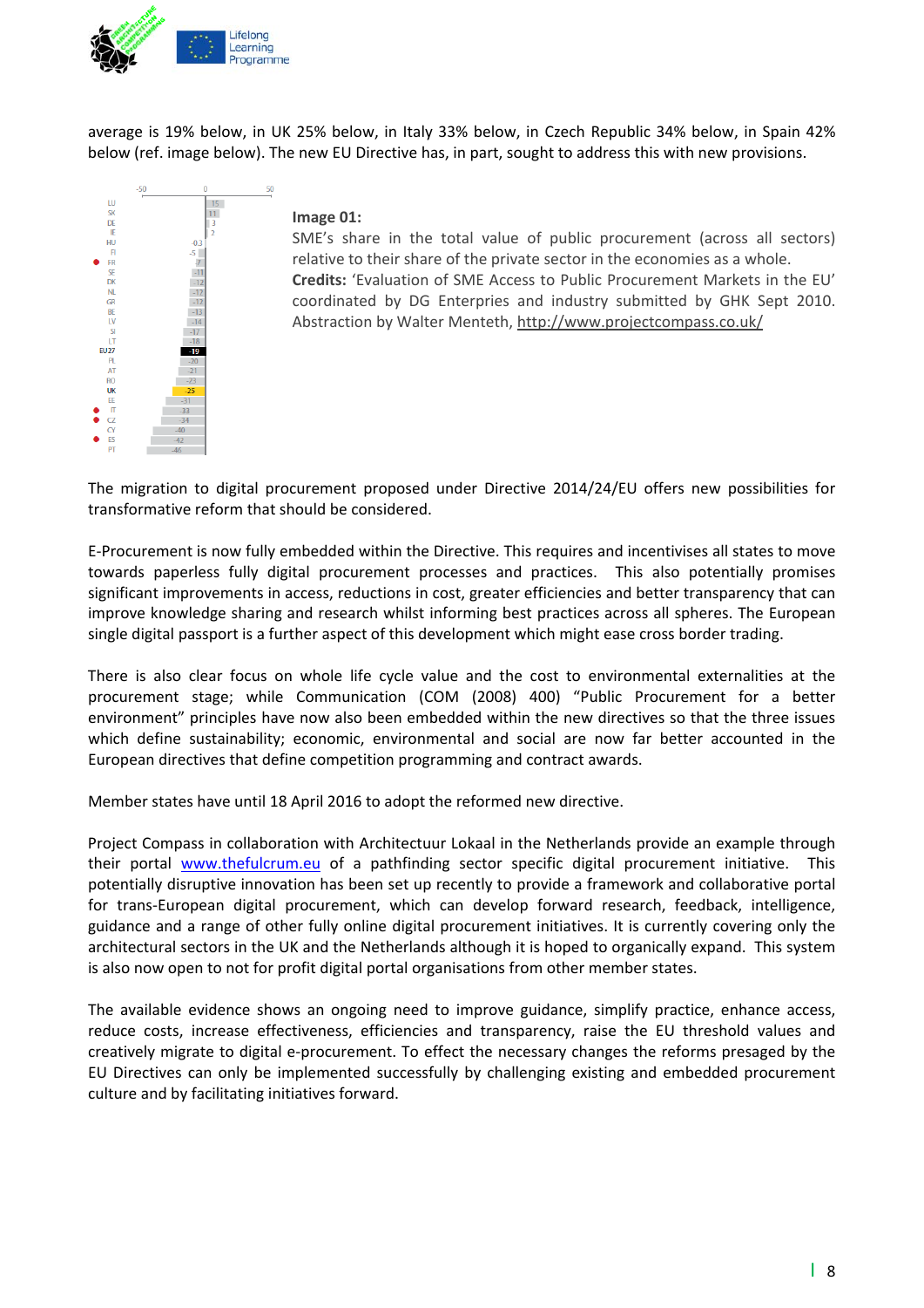average is 19% below, in UK 25% below, in Italy 33% below, in Czech Republic 34% below, in Spain 42% below (ref. image below). The new EU Directive has, in part, sought to address this with new provisions.

**Image 01:**
SME's share in the total value of public procurement (across all sectors) relative to their share of the private sector in the economies as a whole.
**Credits:** 'Evaluation of SME Access to Public Procurement Markets in the EU' coordinated by DG Enterprises and industry submitted by GHK Sept 2010. Abstraction by Walter Menteth, http://www.projectcompass.co.uk/

The migration to digital procurement proposed under Directive 2014/24/EU offers new possibilities for transformative reform that should be considered.

E-Procurement is now fully embedded within the Directive. This requires and incentivises all states to move towards paperless fully digital procurement processes and practices. This also potentially promises significant improvements in access, reductions in cost, greater efficiencies and better transparency that can improve knowledge sharing and research whilst informing best practices across all spheres. The European single digital passport is a further aspect of this development which might ease cross border trading.

There is also clear focus on whole life cycle value and the cost to environmental externalities at the procurement stage; while Communication (COM (2008) 400) "Public Procurement for a better environment" principles have now also been embedded within the new directives so that the three issues which define sustainability; economic, environmental and social are now far better accounted in the European directives that define competition programming and contract awards.

Member states have until 18 April 2016 to adopt the reformed new directive.

Project Compass in collaboration with Architectuur Lokaal in the Netherlands provide an example through their portal www.thefulcrum.eu of a pathfinding sector specific digital procurement initiative. This potentially disruptive innovation has been set up recently to provide a framework and collaborative portal for trans-European digital procurement, which can develop forward research, feedback, intelligence, guidance and a range of other fully online digital procurement initiatives. It is currently covering only the architectural sectors in the UK and the Netherlands although it is hoped to organically expand. This system is also now open to not for profit digital portal organisations from other member states.

The available evidence shows an ongoing need to improve guidance, simplify practice, enhance access, reduce costs, increase effectiveness, efficiencies and transparency, raise the EU threshold values and creatively migrate to digital e-procurement. To effect the necessary changes the reforms presaged by the EU Directives can only be implemented successfully by challenging existing and embedded procurement culture and by facilitating initiatives forward.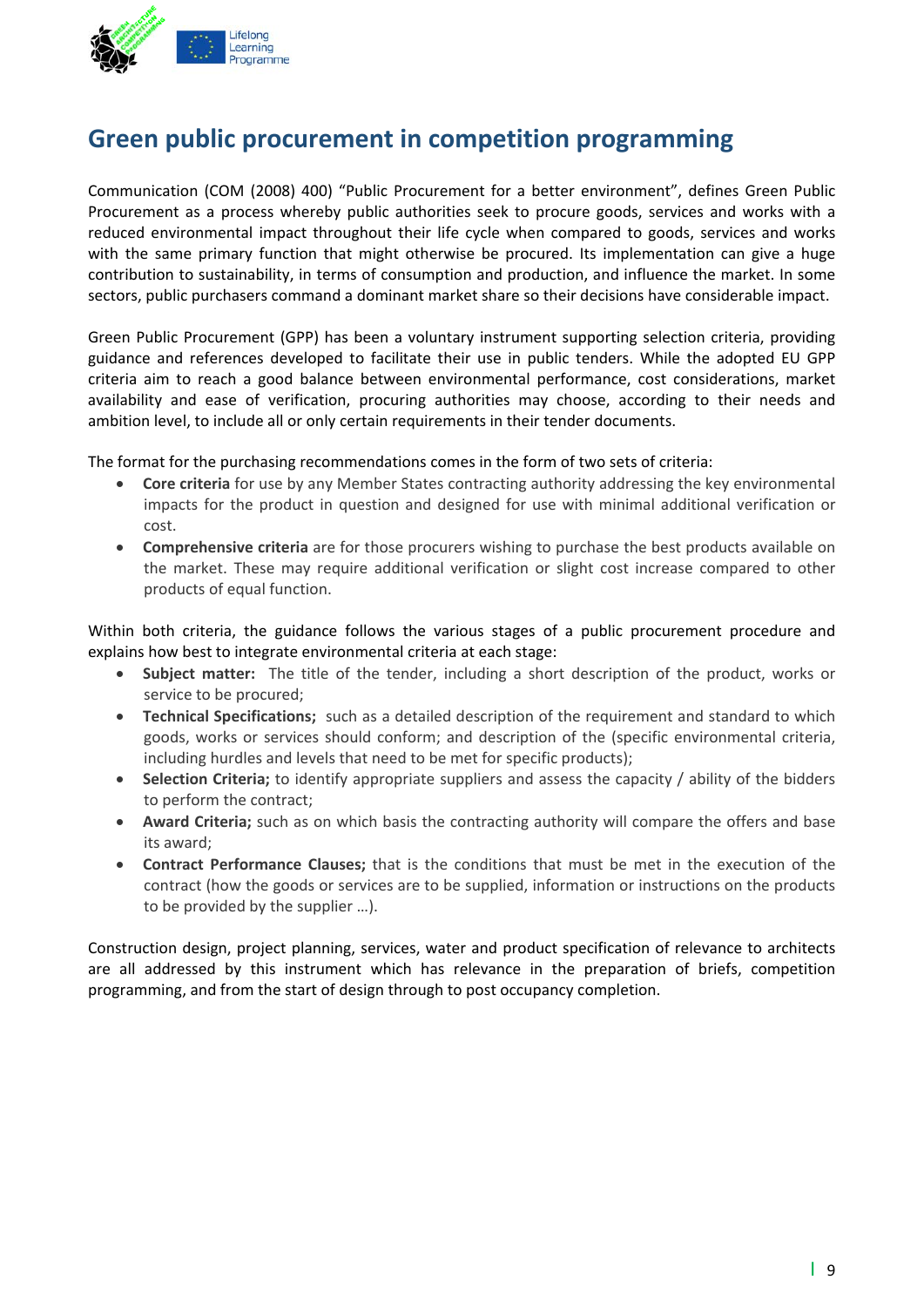# Green public procurement in competition programming

Communication (COM (2008) 400) "Public Procurement for a better environment", defines Green Public Procurement as a process whereby public authorities seek to procure goods, services and works with a reduced environmental impact throughout their life cycle when compared to goods, services and works with the same primary function that might otherwise be procured. Its implementation can give a huge contribution to sustainability, in terms of consumption and production, and influence the market. In some sectors, public purchasers command a dominant market share so their decisions have considerable impact.

Green Public Procurement (GPP) has been a voluntary instrument supporting selection criteria, providing guidance and references developed to facilitate their use in public tenders. While the adopted EU GPP criteria aim to reach a good balance between environmental performance, cost considerations, market availability and ease of verification, procuring authorities may choose, according to their needs and ambition level, to include all or only certain requirements in their tender documents.

The format for the purchasing recommendations comes in the form of two sets of criteria:

- **Core criteria** for use by any Member States contracting authority addressing the key environmental impacts for the product in question and designed for use with minimal additional verification or cost.
- **Comprehensive criteria** are for those procurers wishing to purchase the best products available on the market. These may require additional verification or slight cost increase compared to other products of equal function.

Within both criteria, the guidance follows the various stages of a public procurement procedure and explains how best to integrate environmental criteria at each stage:

- **Subject matter:** The title of the tender, including a short description of the product, works or service to be procured;
- **Technical Specifications;** such as a detailed description of the requirement and standard to which goods, works or services should conform; and description of the (specific environmental criteria, including hurdles and levels that need to be met for specific products);
- **Selection Criteria;** to identify appropriate suppliers and assess the capacity / ability of the bidders to perform the contract;
- **Award Criteria;** such as on which basis the contracting authority will compare the offers and base its award;
- **Contract Performance Clauses;** that is the conditions that must be met in the execution of the contract (how the goods or services are to be supplied, information or instructions on the products to be provided by the supplier …).

Construction design, project planning, services, water and product specification of relevance to architects are all addressed by this instrument which has relevance in the preparation of briefs, competition programming, and from the start of design through to post occupancy completion.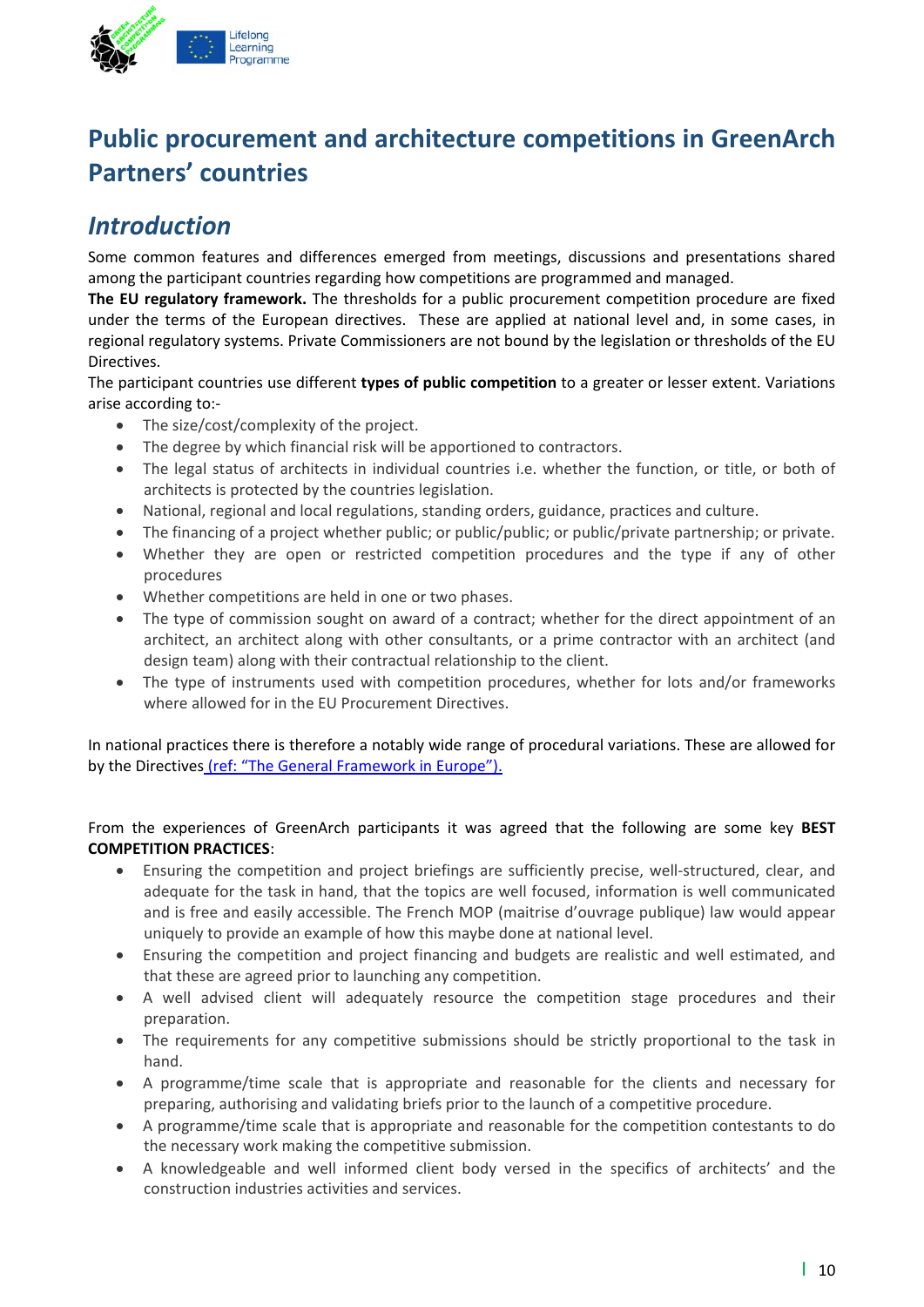# Public procurement and architecture competitions in GreenArch Partners' countries

## *Introduction*

Some common features and differences emerged from meetings, discussions and presentations shared among the participant countries regarding how competitions are programmed and managed.

**The EU regulatory framework.** The thresholds for a public procurement competition procedure are fixed under the terms of the European directives. These are applied at national level and, in some cases, in regional regulatory systems. Private Commissioners are not bound by the legislation or thresholds of the EU Directives.

The participant countries use different **types of public competition** to a greater or lesser extent. Variations arise according to:-

- The size/cost/complexity of the project.
- The degree by which financial risk will be apportioned to contractors.
- The legal status of architects in individual countries i.e. whether the function, or title, or both of architects is protected by the countries legislation.
- National, regional and local regulations, standing orders, guidance, practices and culture.
- The financing of a project whether public; or public/public; or public/private partnership; or private.
- Whether they are open or restricted competition procedures and the type if any of other procedures
- Whether competitions are held in one or two phases.
- The type of commission sought on award of a contract; whether for the direct appointment of an architect, an architect along with other consultants, or a prime contractor with an architect (and design team) along with their contractual relationship to the client.
- The type of instruments used with competition procedures, whether for lots and/or frameworks where allowed for in the EU Procurement Directives.

In national practices there is therefore a notably wide range of procedural variations. These are allowed for by the Directives (ref: "The General Framework in Europe").

From the experiences of GreenArch participants it was agreed that the following are some key **BEST COMPETITION PRACTICES**:

- Ensuring the competition and project briefings are sufficiently precise, well-structured, clear, and adequate for the task in hand, that the topics are well focused, information is well communicated and is free and easily accessible. The French MOP (maitrise d'ouvrage publique) law would appear uniquely to provide an example of how this maybe done at national level.
- Ensuring the competition and project financing and budgets are realistic and well estimated, and that these are agreed prior to launching any competition.
- A well advised client will adequately resource the competition stage procedures and their preparation.
- The requirements for any competitive submissions should be strictly proportional to the task in hand.
- A programme/time scale that is appropriate and reasonable for the clients and necessary for preparing, authorising and validating briefs prior to the launch of a competitive procedure.
- A programme/time scale that is appropriate and reasonable for the competition contestants to do the necessary work making the competitive submission.
- A knowledgeable and well informed client body versed in the specifics of architects' and the construction industries activities and services.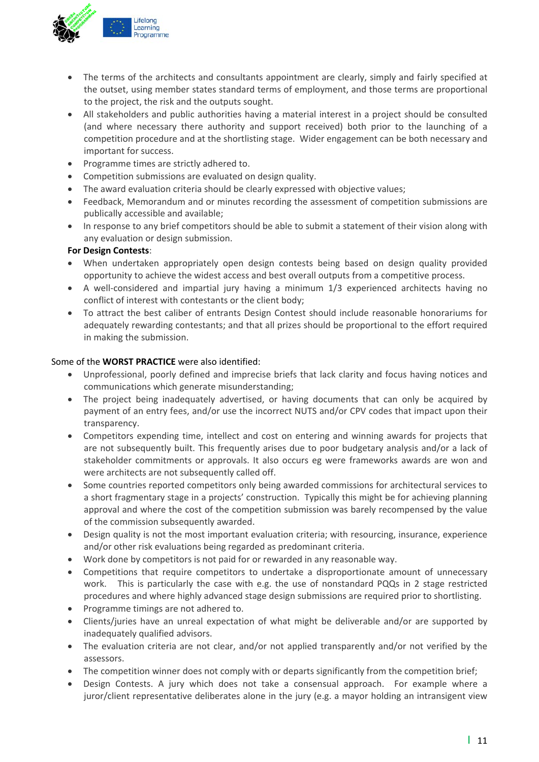- The terms of the architects and consultants appointment are clearly, simply and fairly specified at the outset, using member states standard terms of employment, and those terms are proportional to the project, the risk and the outputs sought.
- All stakeholders and public authorities having a material interest in a project should be consulted (and where necessary there authority and support received) both prior to the launching of a competition procedure and at the shortlisting stage. Wider engagement can be both necessary and important for success.
- Programme times are strictly adhered to.
- Competition submissions are evaluated on design quality.
- The award evaluation criteria should be clearly expressed with objective values;
- Feedback, Memorandum and or minutes recording the assessment of competition submissions are publically accessible and available;
- In response to any brief competitors should be able to submit a statement of their vision along with any evaluation or design submission.

**For Design Contests**:

- When undertaken appropriately open design contests being based on design quality provided opportunity to achieve the widest access and best overall outputs from a competitive process.
- A well-considered and impartial jury having a minimum 1/3 experienced architects having no conflict of interest with contestants or the client body;
- To attract the best caliber of entrants Design Contest should include reasonable honorariums for adequately rewarding contestants; and that all prizes should be proportional to the effort required in making the submission.

Some of the **WORST PRACTICE** were also identified:

- Unprofessional, poorly defined and imprecise briefs that lack clarity and focus having notices and communications which generate misunderstanding;
- The project being inadequately advertised, or having documents that can only be acquired by payment of an entry fees, and/or use the incorrect NUTS and/or CPV codes that impact upon their transparency.
- Competitors expending time, intellect and cost on entering and winning awards for projects that are not subsequently built. This frequently arises due to poor budgetary analysis and/or a lack of stakeholder commitments or approvals. It also occurs eg were frameworks awards are won and were architects are not subsequently called off.
- Some countries reported competitors only being awarded commissions for architectural services to a short fragmentary stage in a projects' construction. Typically this might be for achieving planning approval and where the cost of the competition submission was barely recompensed by the value of the commission subsequently awarded.
- Design quality is not the most important evaluation criteria; with resourcing, insurance, experience and/or other risk evaluations being regarded as predominant criteria.
- Work done by competitors is not paid for or rewarded in any reasonable way.
- Competitions that require competitors to undertake a disproportionate amount of unnecessary work. This is particularly the case with e.g. the use of nonstandard PQQs in 2 stage restricted procedures and where highly advanced stage design submissions are required prior to shortlisting.
- Programme timings are not adhered to.
- Clients/juries have an unreal expectation of what might be deliverable and/or are supported by inadequately qualified advisors.
- The evaluation criteria are not clear, and/or not applied transparently and/or not verified by the assessors.
- The competition winner does not comply with or departs significantly from the competition brief;
- Design Contests. A jury which does not take a consensual approach. For example where a juror/client representative deliberates alone in the jury (e.g. a mayor holding an intransigent view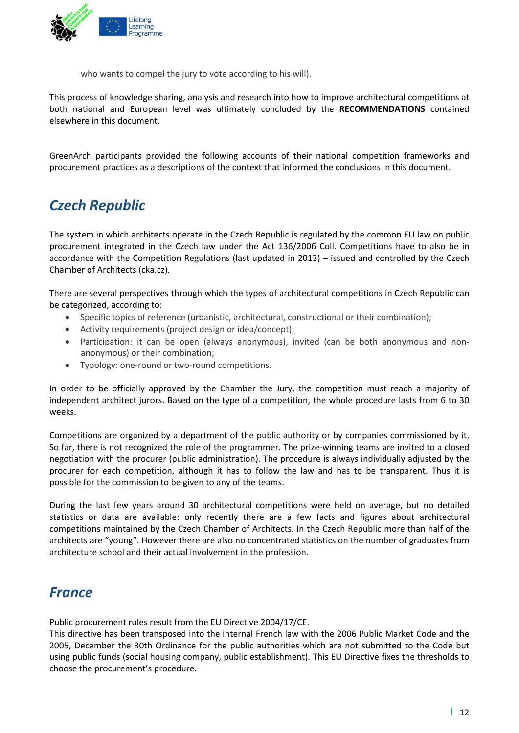who wants to compel the jury to vote according to his will).

This process of knowledge sharing, analysis and research into how to improve architectural competitions at both national and European level was ultimately concluded by the **RECOMMENDATIONS** contained elsewhere in this document.

GreenArch participants provided the following accounts of their national competition frameworks and procurement practices as a descriptions of the context that informed the conclusions in this document.

## *Czech Republic*

The system in which architects operate in the Czech Republic is regulated by the common EU law on public procurement integrated in the Czech law under the Act 136/2006 Coll. Competitions have to also be in accordance with the Competition Regulations (last updated in 2013) – issued and controlled by the Czech Chamber of Architects (cka.cz).

There are several perspectives through which the types of architectural competitions in Czech Republic can be categorized, according to:

- Specific topics of reference (urbanistic, architectural, constructional or their combination);
- Activity requirements (project design or idea/concept);
- Participation: it can be open (always anonymous), invited (can be both anonymous and non-anonymous) or their combination;
- Typology: one-round or two-round competitions.

In order to be officially approved by the Chamber the Jury, the competition must reach a majority of independent architect jurors. Based on the type of a competition, the whole procedure lasts from 6 to 30 weeks.

Competitions are organized by a department of the public authority or by companies commissioned by it. So far, there is not recognized the role of the programmer. The prize-winning teams are invited to a closed negotiation with the procurer (public administration). The procedure is always individually adjusted by the procurer for each competition, although it has to follow the law and has to be transparent. Thus it is possible for the commission to be given to any of the teams.

During the last few years around 30 architectural competitions were held on average, but no detailed statistics or data are available: only recently there are a few facts and figures about architectural competitions maintained by the Czech Chamber of Architects. In the Czech Republic more than half of the architects are "young". However there are also no concentrated statistics on the number of graduates from architecture school and their actual involvement in the profession.

## *France*

Public procurement rules result from the EU Directive 2004/17/CE.
This directive has been transposed into the internal French law with the 2006 Public Market Code and the 2005, December the 30th Ordinance for the public authorities which are not submitted to the Code but using public funds (social housing company, public establishment). This EU Directive fixes the thresholds to choose the procurement's procedure.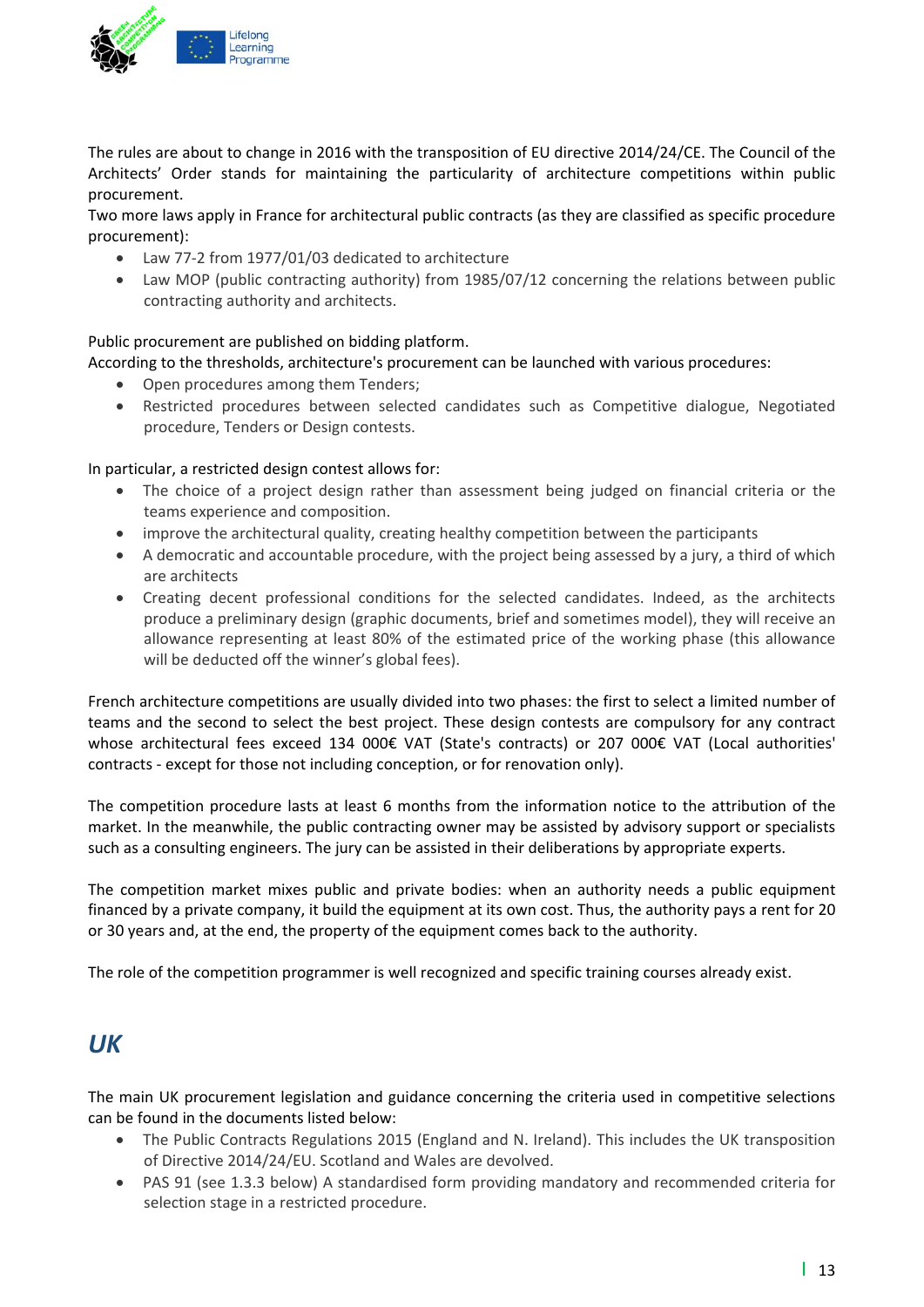The rules are about to change in 2016 with the transposition of EU directive 2014/24/CE. The Council of the Architects' Order stands for maintaining the particularity of architecture competitions within public procurement.
Two more laws apply in France for architectural public contracts (as they are classified as specific procedure procurement):

- Law 77-2 from 1977/01/03 dedicated to architecture
- Law MOP (public contracting authority) from 1985/07/12 concerning the relations between public contracting authority and architects.

Public procurement are published on bidding platform.
According to the thresholds, architecture's procurement can be launched with various procedures:

- Open procedures among them Tenders;
- Restricted procedures between selected candidates such as Competitive dialogue, Negotiated procedure, Tenders or Design contests.

In particular, a restricted design contest allows for:

- The choice of a project design rather than assessment being judged on financial criteria or the teams experience and composition.
- improve the architectural quality, creating healthy competition between the participants
- A democratic and accountable procedure, with the project being assessed by a jury, a third of which are architects
- Creating decent professional conditions for the selected candidates. Indeed, as the architects produce a preliminary design (graphic documents, brief and sometimes model), they will receive an allowance representing at least 80% of the estimated price of the working phase (this allowance will be deducted off the winner's global fees).

French architecture competitions are usually divided into two phases: the first to select a limited number of teams and the second to select the best project. These design contests are compulsory for any contract whose architectural fees exceed 134 000€ VAT (State's contracts) or 207 000€ VAT (Local authorities' contracts - except for those not including conception, or for renovation only).

The competition procedure lasts at least 6 months from the information notice to the attribution of the market. In the meanwhile, the public contracting owner may be assisted by advisory support or specialists such as a consulting engineers. The jury can be assisted in their deliberations by appropriate experts.

The competition market mixes public and private bodies: when an authority needs a public equipment financed by a private company, it build the equipment at its own cost. Thus, the authority pays a rent for 20 or 30 years and, at the end, the property of the equipment comes back to the authority.

The role of the competition programmer is well recognized and specific training courses already exist.

## UK

The main UK procurement legislation and guidance concerning the criteria used in competitive selections can be found in the documents listed below:

- The Public Contracts Regulations 2015 (England and N. Ireland). This includes the UK transposition of Directive 2014/24/EU. Scotland and Wales are devolved.
- PAS 91 (see 1.3.3 below) A standardised form providing mandatory and recommended criteria for selection stage in a restricted procedure.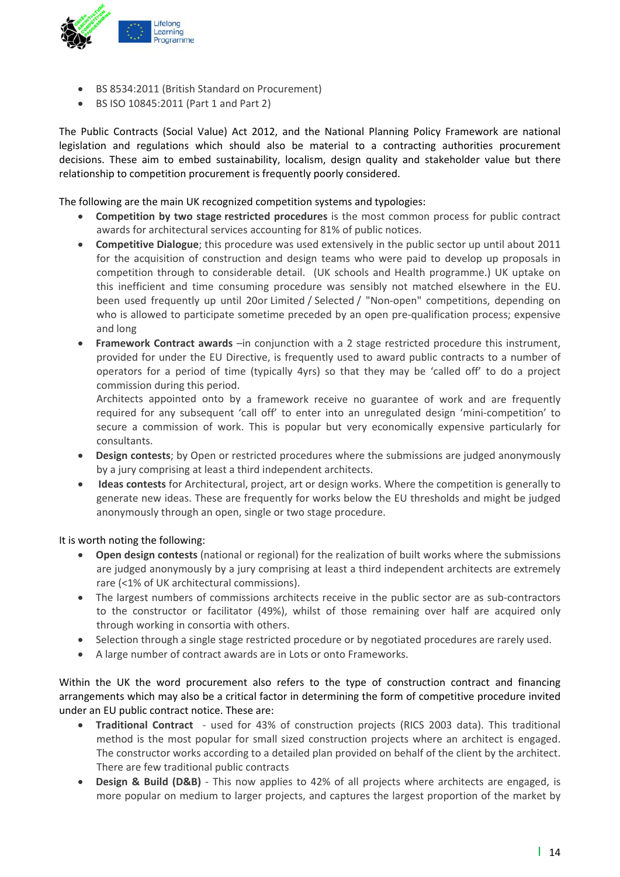- BS 8534:2011 (British Standard on Procurement)
- BS ISO 10845:2011 (Part 1 and Part 2)

The Public Contracts (Social Value) Act 2012, and the National Planning Policy Framework are national legislation and regulations which should also be material to a contracting authorities procurement decisions. These aim to embed sustainability, localism, design quality and stakeholder value but there relationship to competition procurement is frequently poorly considered.

The following are the main UK recognized competition systems and typologies:

- **Competition by two stage restricted procedures** is the most common process for public contract awards for architectural services accounting for 81% of public notices.
- **Competitive Dialogue**; this procedure was used extensively in the public sector up until about 2011 for the acquisition of construction and design teams who were paid to develop up proposals in competition through to considerable detail. (UK schools and Health programme.) UK uptake on this inefficient and time consuming procedure was sensibly not matched elsewhere in the EU. been used frequently up until 20or Limited / Selected / "Non-open" competitions, depending on who is allowed to participate sometime preceded by an open pre-qualification process; expensive and long
- **Framework Contract awards** –in conjunction with a 2 stage restricted procedure this instrument, provided for under the EU Directive, is frequently used to award public contracts to a number of operators for a period of time (typically 4yrs) so that they may be 'called off' to do a project commission during this period.
  Architects appointed onto by a framework receive no guarantee of work and are frequently required for any subsequent 'call off' to enter into an unregulated design 'mini-competition' to secure a commission of work. This is popular but very economically expensive particularly for consultants.
- **Design contests**; by Open or restricted procedures where the submissions are judged anonymously by a jury comprising at least a third independent architects.
- **Ideas contests** for Architectural, project, art or design works. Where the competition is generally to generate new ideas. These are frequently for works below the EU thresholds and might be judged anonymously through an open, single or two stage procedure.

It is worth noting the following:

- **Open design contests** (national or regional) for the realization of built works where the submissions are judged anonymously by a jury comprising at least a third independent architects are extremely rare (<1% of UK architectural commissions).
- The largest numbers of commissions architects receive in the public sector are as sub-contractors to the constructor or facilitator (49%), whilst of those remaining over half are acquired only through working in consortia with others.
- Selection through a single stage restricted procedure or by negotiated procedures are rarely used.
- A large number of contract awards are in Lots or onto Frameworks.

Within the UK the word procurement also refers to the type of construction contract and financing arrangements which may also be a critical factor in determining the form of competitive procedure invited under an EU public contract notice. These are:

- **Traditional Contract** - used for 43% of construction projects (RICS 2003 data). This traditional method is the most popular for small sized construction projects where an architect is engaged. The constructor works according to a detailed plan provided on behalf of the client by the architect. There are few traditional public contracts
- **Design & Build (D&B)** - This now applies to 42% of all projects where architects are engaged, is more popular on medium to larger projects, and captures the largest proportion of the market by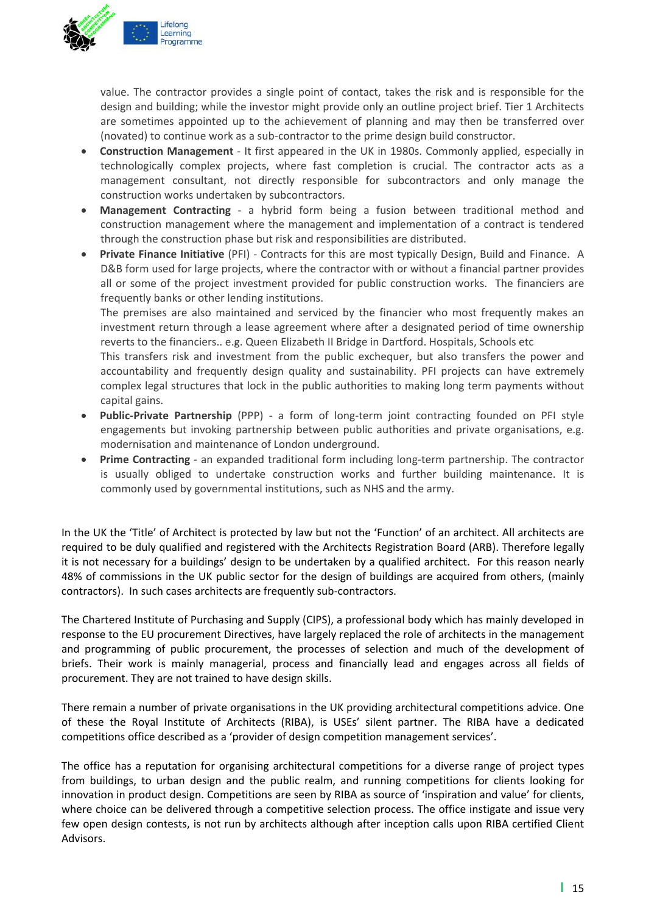value. The contractor provides a single point of contact, takes the risk and is responsible for the design and building; while the investor might provide only an outline project brief. Tier 1 Architects are sometimes appointed up to the achievement of planning and may then be transferred over (novated) to continue work as a sub-contractor to the prime design build constructor.

- **Construction Management** - It first appeared in the UK in 1980s. Commonly applied, especially in technologically complex projects, where fast completion is crucial. The contractor acts as a management consultant, not directly responsible for subcontractors and only manage the construction works undertaken by subcontractors.
- **Management Contracting** - a hybrid form being a fusion between traditional method and construction management where the management and implementation of a contract is tendered through the construction phase but risk and responsibilities are distributed.
- **Private Finance Initiative** (PFI) - Contracts for this are most typically Design, Build and Finance. A D&B form used for large projects, where the contractor with or without a financial partner provides all or some of the project investment provided for public construction works. The financiers are frequently banks or other lending institutions.
  The premises are also maintained and serviced by the financier who most frequently makes an investment return through a lease agreement where after a designated period of time ownership reverts to the financiers.. e.g. Queen Elizabeth II Bridge in Dartford. Hospitals, Schools etc
  This transfers risk and investment from the public exchequer, but also transfers the power and accountability and frequently design quality and sustainability. PFI projects can have extremely complex legal structures that lock in the public authorities to making long term payments without capital gains.
- **Public-Private Partnership** (PPP) - a form of long-term joint contracting founded on PFI style engagements but invoking partnership between public authorities and private organisations, e.g. modernisation and maintenance of London underground.
- **Prime Contracting** - an expanded traditional form including long-term partnership. The contractor is usually obliged to undertake construction works and further building maintenance. It is commonly used by governmental institutions, such as NHS and the army.

In the UK the 'Title' of Architect is protected by law but not the 'Function' of an architect. All architects are required to be duly qualified and registered with the Architects Registration Board (ARB). Therefore legally it is not necessary for a buildings' design to be undertaken by a qualified architect. For this reason nearly 48% of commissions in the UK public sector for the design of buildings are acquired from others, (mainly contractors). In such cases architects are frequently sub-contractors.

The Chartered Institute of Purchasing and Supply (CIPS), a professional body which has mainly developed in response to the EU procurement Directives, have largely replaced the role of architects in the management and programming of public procurement, the processes of selection and much of the development of briefs. Their work is mainly managerial, process and financially lead and engages across all fields of procurement. They are not trained to have design skills.

There remain a number of private organisations in the UK providing architectural competitions advice. One of these the Royal Institute of Architects (RIBA), is USEs' silent partner. The RIBA have a dedicated competitions office described as a 'provider of design competition management services'.

The office has a reputation for organising architectural competitions for a diverse range of project types from buildings, to urban design and the public realm, and running competitions for clients looking for innovation in product design. Competitions are seen by RIBA as source of 'inspiration and value' for clients, where choice can be delivered through a competitive selection process. The office instigate and issue very few open design contests, is not run by architects although after inception calls upon RIBA certified Client Advisors.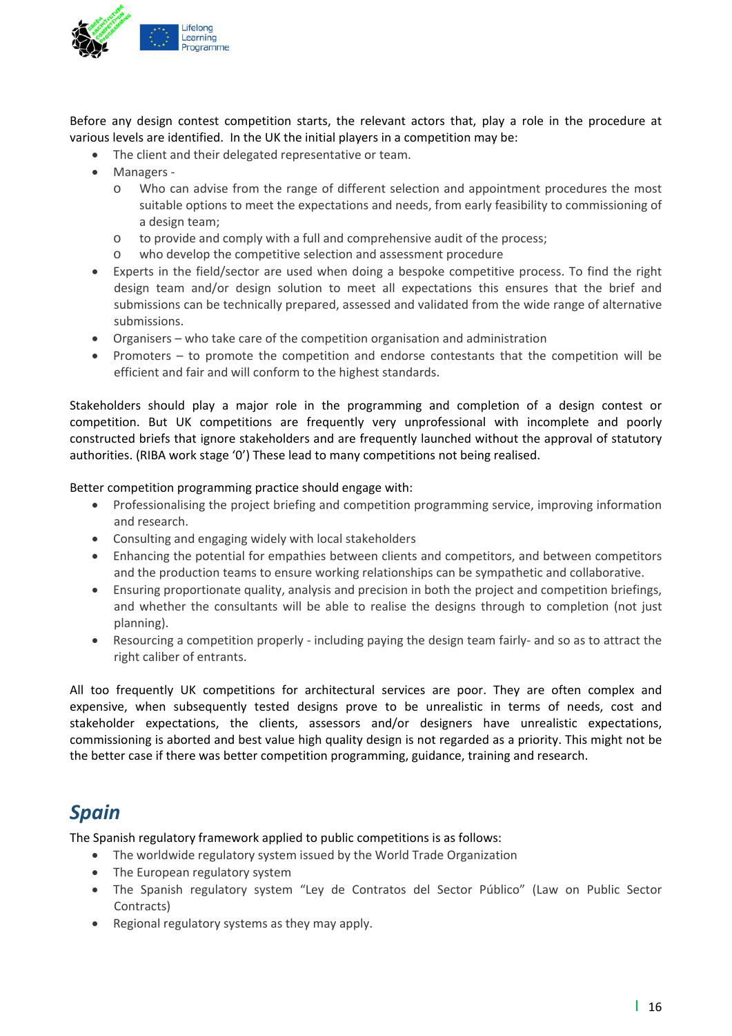Before any design contest competition starts, the relevant actors that, play a role in the procedure at various levels are identified. In the UK the initial players in a competition may be:

- The client and their delegated representative or team.
- Managers -
  - Who can advise from the range of different selection and appointment procedures the most suitable options to meet the expectations and needs, from early feasibility to commissioning of a design team;
  - to provide and comply with a full and comprehensive audit of the process;
  - who develop the competitive selection and assessment procedure
- Experts in the field/sector are used when doing a bespoke competitive process. To find the right design team and/or design solution to meet all expectations this ensures that the brief and submissions can be technically prepared, assessed and validated from the wide range of alternative submissions.
- Organisers – who take care of the competition organisation and administration
- Promoters – to promote the competition and endorse contestants that the competition will be efficient and fair and will conform to the highest standards.

Stakeholders should play a major role in the programming and completion of a design contest or competition. But UK competitions are frequently very unprofessional with incomplete and poorly constructed briefs that ignore stakeholders and are frequently launched without the approval of statutory authorities. (RIBA work stage '0') These lead to many competitions not being realised.

Better competition programming practice should engage with:

- Professionalising the project briefing and competition programming service, improving information and research.
- Consulting and engaging widely with local stakeholders
- Enhancing the potential for empathies between clients and competitors, and between competitors and the production teams to ensure working relationships can be sympathetic and collaborative.
- Ensuring proportionate quality, analysis and precision in both the project and competition briefings, and whether the consultants will be able to realise the designs through to completion (not just planning).
- Resourcing a competition properly - including paying the design team fairly- and so as to attract the right caliber of entrants.

All too frequently UK competitions for architectural services are poor. They are often complex and expensive, when subsequently tested designs prove to be unrealistic in terms of needs, cost and stakeholder expectations, the clients, assessors and/or designers have unrealistic expectations, commissioning is aborted and best value high quality design is not regarded as a priority. This might not be the better case if there was better competition programming, guidance, training and research.

## *Spain*

The Spanish regulatory framework applied to public competitions is as follows:

- The worldwide regulatory system issued by the World Trade Organization
- The European regulatory system
- The Spanish regulatory system "Ley de Contratos del Sector Público" (Law on Public Sector Contracts)
- Regional regulatory systems as they may apply.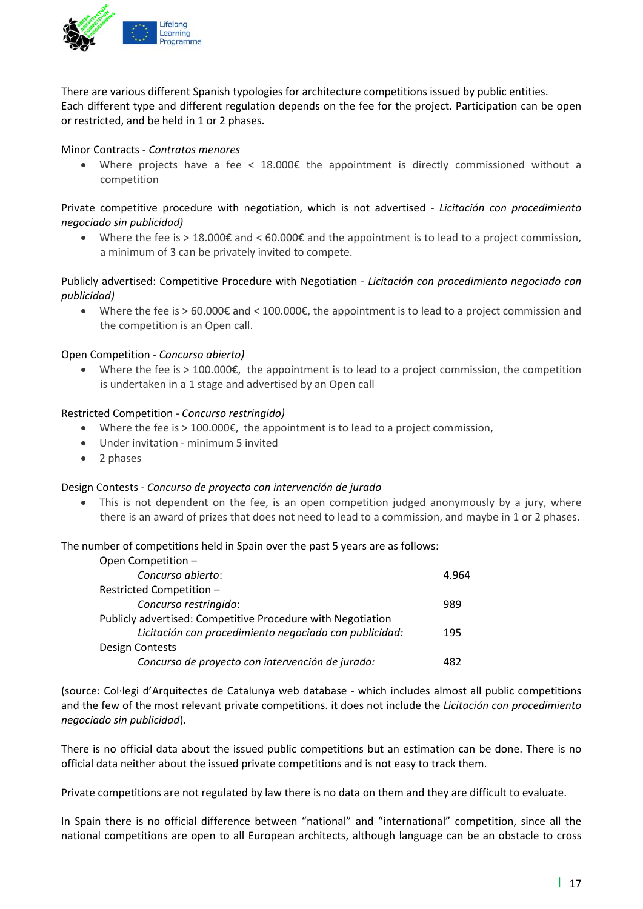There are various different Spanish typologies for architecture competitions issued by public entities. Each different type and different regulation depends on the fee for the project. Participation can be open or restricted, and be held in 1 or 2 phases.

Minor Contracts - *Contratos menores*

- Where projects have a fee < 18.000€ the appointment is directly commissioned without a competition

Private competitive procedure with negotiation, which is not advertised - *Licitación con procedimiento negociado sin publicidad)*

- Where the fee is > 18.000€ and < 60.000€ and the appointment is to lead to a project commission, a minimum of 3 can be privately invited to compete.

Publicly advertised: Competitive Procedure with Negotiation - *Licitación con procedimiento negociado con publicidad)*

- Where the fee is > 60.000€ and < 100.000€, the appointment is to lead to a project commission and the competition is an Open call.

Open Competition - *Concurso abierto)*

- Where the fee is > 100.000€, the appointment is to lead to a project commission, the competition is undertaken in a 1 stage and advertised by an Open call

Restricted Competition - *Concurso restringido)*

- Where the fee is > 100.000€, the appointment is to lead to a project commission,
- Under invitation - minimum 5 invited
- 2 phases

Design Contests - *Concurso de proyecto con intervención de jurado*

- This is not dependent on the fee, is an open competition judged anonymously by a jury, where there is an award of prizes that does not need to lead to a commission, and maybe in 1 or 2 phases.

The number of competitions held in Spain over the past 5 years are as follows:

| Competition type | Number |
|---|---|
| Open Competition – *Concurso abierto*: | 4.964 |
| Restricted Competition – *Concurso restringido*: | 989 |
| Publicly advertised: Competitive Procedure with Negotiation *Licitación con procedimiento negociado con publicidad:* | 195 |
| Design Contests *Concurso de proyecto con intervención de jurado:* | 482 |

(source: Col·legi d'Arquitectes de Catalunya web database - which includes almost all public competitions and the few of the most relevant private competitions. it does not include the *Licitación con procedimiento negociado sin publicidad*).

There is no official data about the issued public competitions but an estimation can be done. There is no official data neither about the issued private competitions and is not easy to track them.

Private competitions are not regulated by law there is no data on them and they are difficult to evaluate.

In Spain there is no official difference between "national" and "international" competition, since all the national competitions are open to all European architects, although language can be an obstacle to cross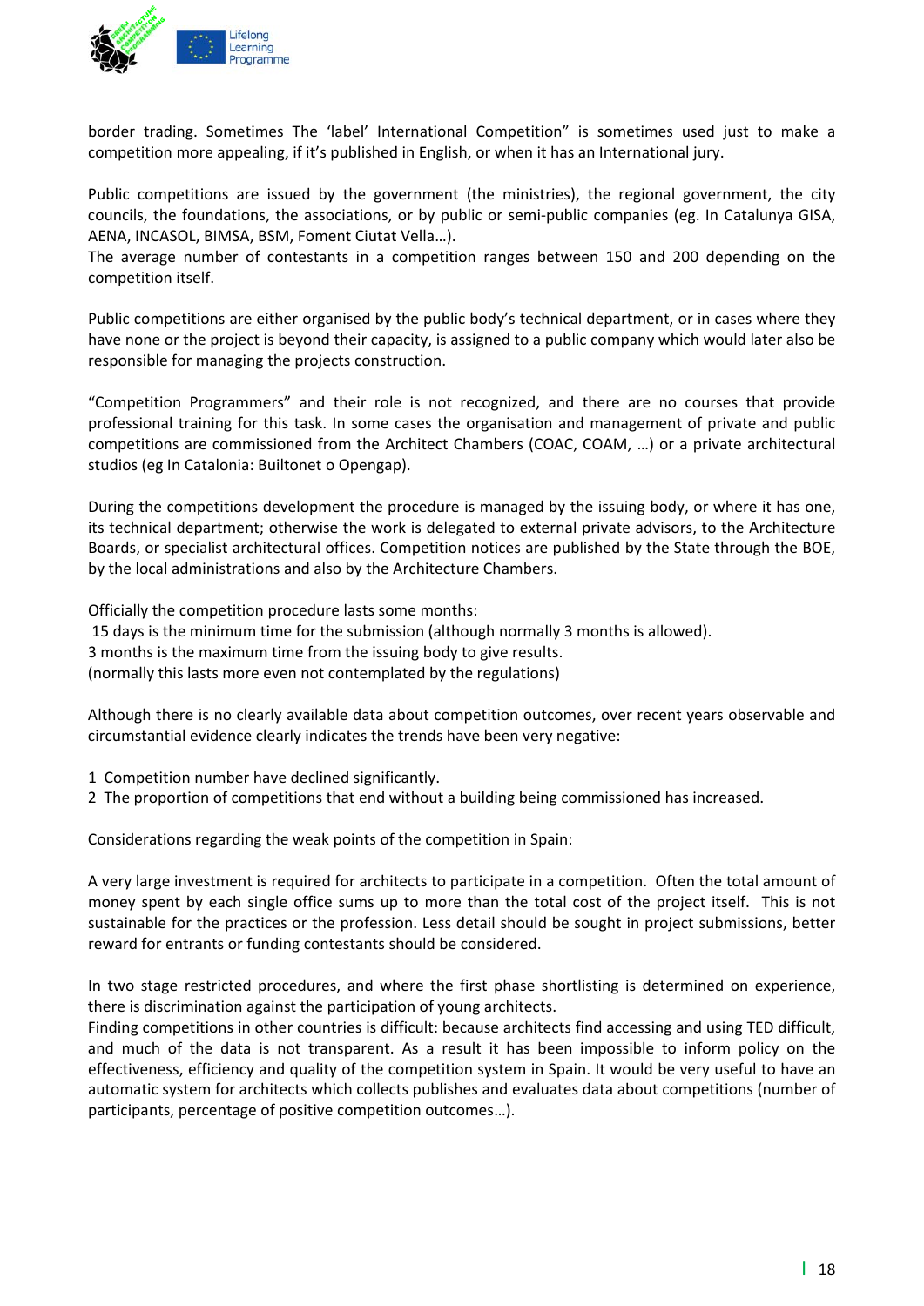border trading. Sometimes The 'label' International Competition" is sometimes used just to make a competition more appealing, if it's published in English, or when it has an International jury.

Public competitions are issued by the government (the ministries), the regional government, the city councils, the foundations, the associations, or by public or semi-public companies (eg. In Catalunya GISA, AENA, INCASOL, BIMSA, BSM, Foment Ciutat Vella…).
The average number of contestants in a competition ranges between 150 and 200 depending on the competition itself.

Public competitions are either organised by the public body's technical department, or in cases where they have none or the project is beyond their capacity, is assigned to a public company which would later also be responsible for managing the projects construction.

"Competition Programmers" and their role is not recognized, and there are no courses that provide professional training for this task. In some cases the organisation and management of private and public competitions are commissioned from the Architect Chambers (COAC, COAM, …) or a private architectural studios (eg In Catalonia: Builtonet o Opengap).

During the competitions development the procedure is managed by the issuing body, or where it has one, its technical department; otherwise the work is delegated to external private advisors, to the Architecture Boards, or specialist architectural offices. Competition notices are published by the State through the BOE, by the local administrations and also by the Architecture Chambers.

Officially the competition procedure lasts some months:
15 days is the minimum time for the submission (although normally 3 months is allowed).
3 months is the maximum time from the issuing body to give results.
(normally this lasts more even not contemplated by the regulations)

Although there is no clearly available data about competition outcomes, over recent years observable and circumstantial evidence clearly indicates the trends have been very negative:

1 Competition number have declined significantly.
2 The proportion of competitions that end without a building being commissioned has increased.

Considerations regarding the weak points of the competition in Spain:

A very large investment is required for architects to participate in a competition. Often the total amount of money spent by each single office sums up to more than the total cost of the project itself. This is not sustainable for the practices or the profession. Less detail should be sought in project submissions, better reward for entrants or funding contestants should be considered.

In two stage restricted procedures, and where the first phase shortlisting is determined on experience, there is discrimination against the participation of young architects.
Finding competitions in other countries is difficult: because architects find accessing and using TED difficult, and much of the data is not transparent. As a result it has been impossible to inform policy on the effectiveness, efficiency and quality of the competition system in Spain. It would be very useful to have an automatic system for architects which collects publishes and evaluates data about competitions (number of participants, percentage of positive competition outcomes…).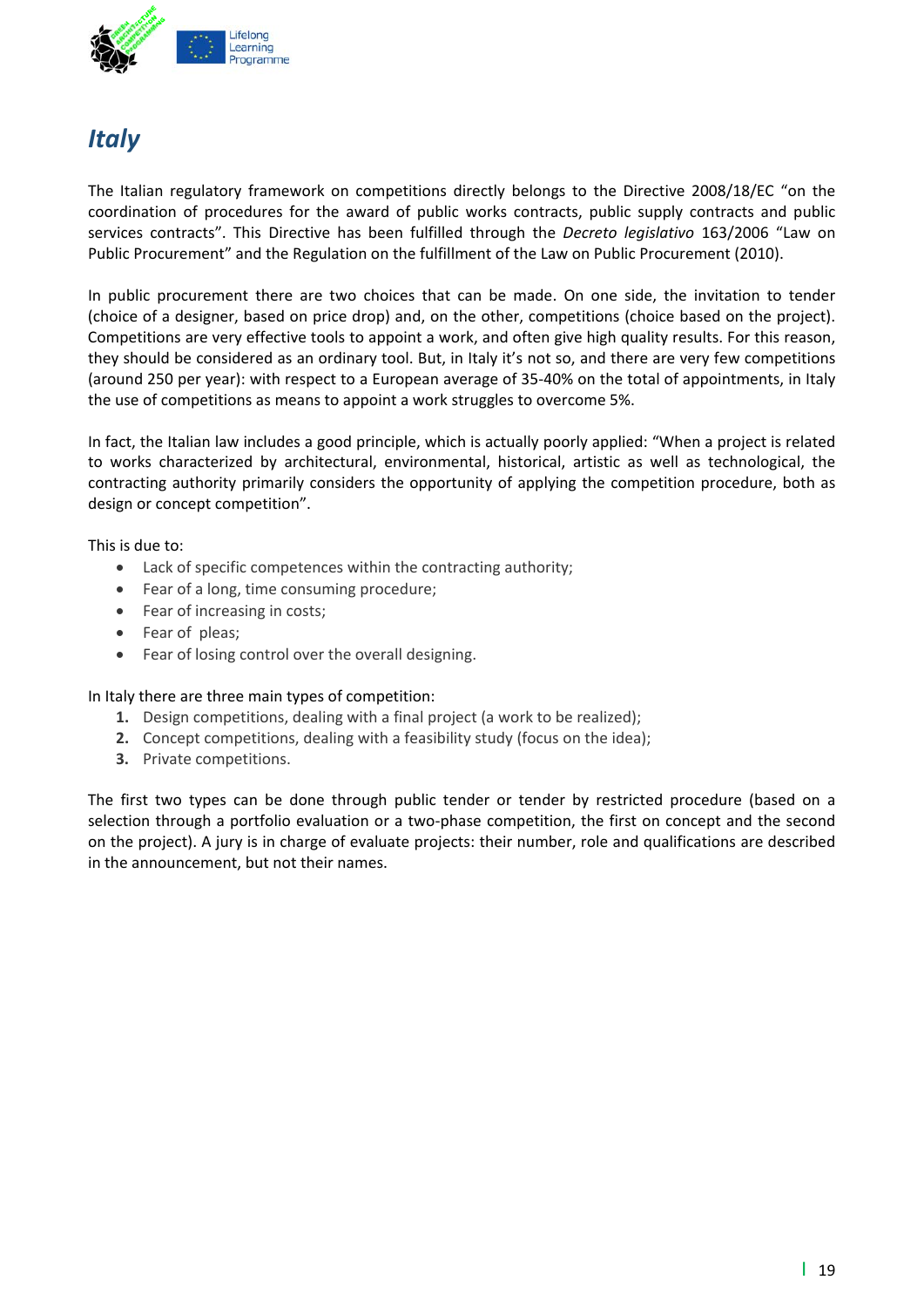# *Italy*

The Italian regulatory framework on competitions directly belongs to the Directive 2008/18/EC “on the coordination of procedures for the award of public works contracts, public supply contracts and public services contracts”. This Directive has been fulfilled through the *Decreto legislativo* 163/2006 “Law on Public Procurement” and the Regulation on the fulfillment of the Law on Public Procurement (2010).

In public procurement there are two choices that can be made. On one side, the invitation to tender (choice of a designer, based on price drop) and, on the other, competitions (choice based on the project). Competitions are very effective tools to appoint a work, and often give high quality results. For this reason, they should be considered as an ordinary tool. But, in Italy it’s not so, and there are very few competitions (around 250 per year): with respect to a European average of 35-40% on the total of appointments, in Italy the use of competitions as means to appoint a work struggles to overcome 5%.

In fact, the Italian law includes a good principle, which is actually poorly applied: “When a project is related to works characterized by architectural, environmental, historical, artistic as well as technological, the contracting authority primarily considers the opportunity of applying the competition procedure, both as design or concept competition”.

This is due to:

- Lack of specific competences within the contracting authority;
- Fear of a long, time consuming procedure;
- Fear of increasing in costs;
- Fear of pleas;
- Fear of losing control over the overall designing.

In Italy there are three main types of competition:

1. Design competitions, dealing with a final project (a work to be realized);
2. Concept competitions, dealing with a feasibility study (focus on the idea);
3. Private competitions.

The first two types can be done through public tender or tender by restricted procedure (based on a selection through a portfolio evaluation or a two-phase competition, the first on concept and the second on the project). A jury is in charge of evaluate projects: their number, role and qualifications are described in the announcement, but not their names.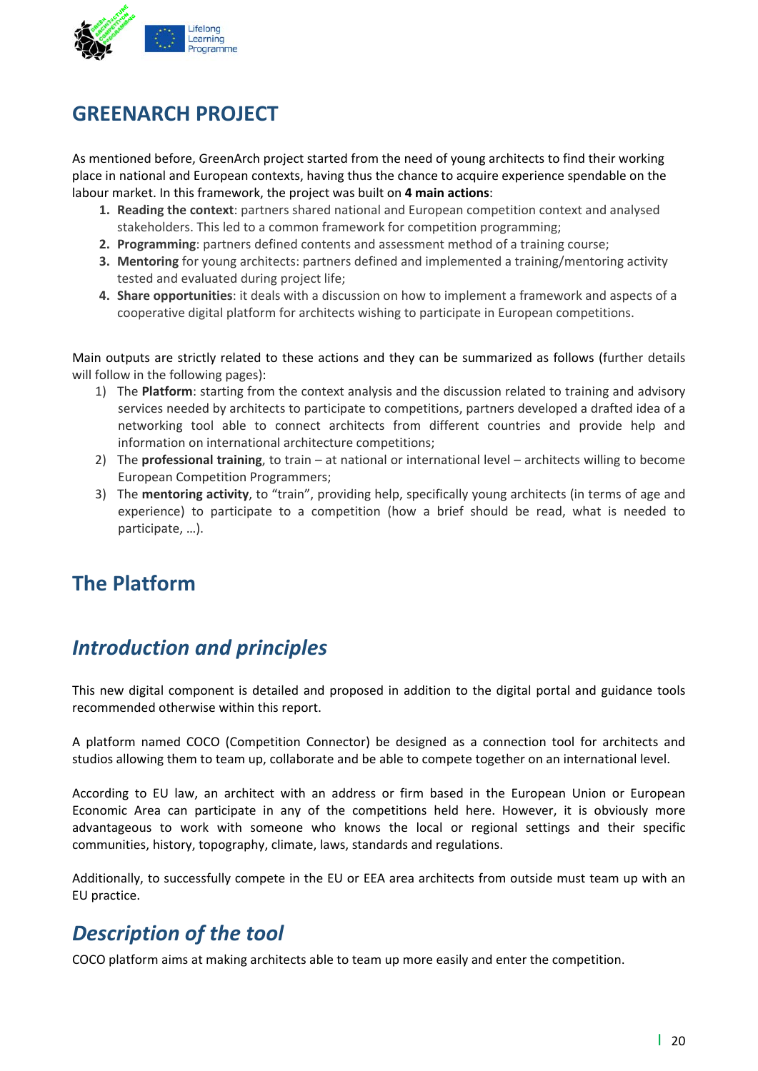# GREENARCH PROJECT

As mentioned before, GreenArch project started from the need of young architects to find their working place in national and European contexts, having thus the chance to acquire experience spendable on the labour market. In this framework, the project was built on **4 main actions**:

1. **Reading the context**: partners shared national and European competition context and analysed stakeholders. This led to a common framework for competition programming;
2. **Programming**: partners defined contents and assessment method of a training course;
3. **Mentoring** for young architects: partners defined and implemented a training/mentoring activity tested and evaluated during project life;
4. **Share opportunities**: it deals with a discussion on how to implement a framework and aspects of a cooperative digital platform for architects wishing to participate in European competitions.

Main outputs are strictly related to these actions and they can be summarized as follows (further details will follow in the following pages):

1) The **Platform**: starting from the context analysis and the discussion related to training and advisory services needed by architects to participate to competitions, partners developed a drafted idea of a networking tool able to connect architects from different countries and provide help and information on international architecture competitions;
2) The **professional training**, to train – at national or international level – architects willing to become European Competition Programmers;
3) The **mentoring activity**, to "train", providing help, specifically young architects (in terms of age and experience) to participate to a competition (how a brief should be read, what is needed to participate, …).

## The Platform

### *Introduction and principles*

This new digital component is detailed and proposed in addition to the digital portal and guidance tools recommended otherwise within this report.

A platform named COCO (Competition Connector) be designed as a connection tool for architects and studios allowing them to team up, collaborate and be able to compete together on an international level.

According to EU law, an architect with an address or firm based in the European Union or European Economic Area can participate in any of the competitions held here. However, it is obviously more advantageous to work with someone who knows the local or regional settings and their specific communities, history, topography, climate, laws, standards and regulations.

Additionally, to successfully compete in the EU or EEA area architects from outside must team up with an EU practice.

### *Description of the tool*

COCO platform aims at making architects able to team up more easily and enter the competition.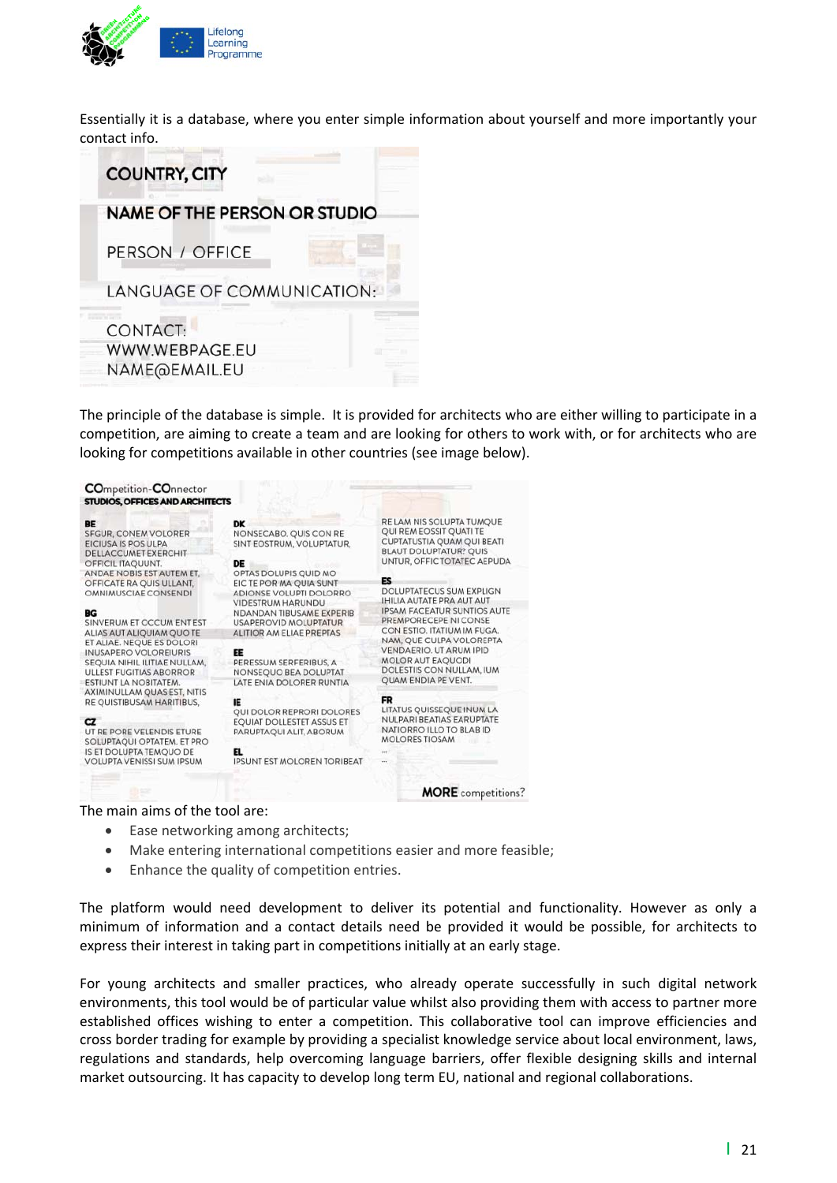Essentially it is a database, where you enter simple information about yourself and more importantly your contact info.

COUNTRY, CITY

NAME OF THE PERSON OR STUDIO

PERSON / OFFICE

LANGUAGE OF COMMUNICATION:

CONTACT:
WWW.WEBPAGE.EU
NAME@EMAIL.EU

The principle of the database is simple. It is provided for architects who are either willing to participate in a competition, are aiming to create a team and are looking for others to work with, or for architects who are looking for competitions available in other countries (see image below).

COmpetition-COnnector
STUDIOS, OFFICES AND ARCHITECTS

BE
SFGUR, CONEM VOLORER EICIUSA IS POS ULPA DELLACCUMET EXERCHIT OFFICIL ITAQUUNT. ANDAE NOBIS EST AUTEM ET, OFFICATE RA QUIS ULLANT, OMNIMUSCIAE CONSENDI

BG
SINVERUM ET OCCUM ENT EST ALIAS AUT ALIQUIAM QUO TE ET ALIAE. NEQUE ES DOLORI INUSAPERO VOLOREIURIS SEQUIA NIHIL ILITIAE NULLAM, ULLEST FUGITIAS ABORROR ESTIUNT LA NOBITATEM. AXIMINULLAM QUAS EST, NITIS RE QUISTIBUSAM HARITIBUS,

CZ
UT RE PORE VELENDIS ETURE SOLUPTAQUI OPTATEM. ET PRO IS ET DOLUPTA TEMQUO DE VOLUPTA VENISSI SUM IPSUM

DK
NONSECABO. QUIS CON RE SINT EOSTRUM, VOLUPTATUR,

DE
OPTAS DOLUPIS QUID MO EIC TE POR MA QUIA SUNT ADIONSE VOLUPTI DOLORRO VIDESTRUM HARUNDU NDANDAN TIBUSAME EXPERIB USAPEROVID MOLUPTATUR ALITIOR AM ELIAE PREPTAS

EE
PERESSUM SERFERIBUS, A NONSEQUO BEA DOLUPTAT LATE ENIA DOLORER RUNTIA

IE
QUI DOLOR REPRORI DOLORES EQUIAT DOLLESTET ASSUS ET PARUPTAQUI ALIT, ABORUM

EL
IPSUNT EST MOLOREN TORIBEAT

RE LAM NIS SOLUPTA TUMQUE QUI REM EOSSIT QUATI TE CUPTATUSTIA QUAM QUI BEATI BLAUT DOLUPTATUR? QUIS UNTUR, OFFICTOTATEC AEPUDA

ES
DOLUPTATECUS SUM EXPLIGN IHILIA AUTATE PRA AUT AUT IPSAM FACEATUR SUNTIOS AUTE PREMPORECEPE NI CONSE CON ESTIO. ITATIUM IM FUGA. NAM, QUE CULPA VOLOREPTA VENDAERIO. UT ARUM IPID MOLOR AUT EAQUODI DOLESTIIS CON NULLAM, IUM QUAM ENDIA PE VENT.

FR
LITATUS QUISSEQUE INUM LA NULPARI BEATIAS EARUPTATE NATIORRO ILLO TO BLAB ID MOLORES TIOSAM

...

...

MORE competitions?

The main aims of the tool are:

- Ease networking among architects;
- Make entering international competitions easier and more feasible;
- Enhance the quality of competition entries.

The platform would need development to deliver its potential and functionality. However as only a minimum of information and a contact details need be provided it would be possible, for architects to express their interest in taking part in competitions initially at an early stage.

For young architects and smaller practices, who already operate successfully in such digital network environments, this tool would be of particular value whilst also providing them with access to partner more established offices wishing to enter a competition. This collaborative tool can improve efficiencies and cross border trading for example by providing a specialist knowledge service about local environment, laws, regulations and standards, help overcoming language barriers, offer flexible designing skills and internal market outsourcing. It has capacity to develop long term EU, national and regional collaborations.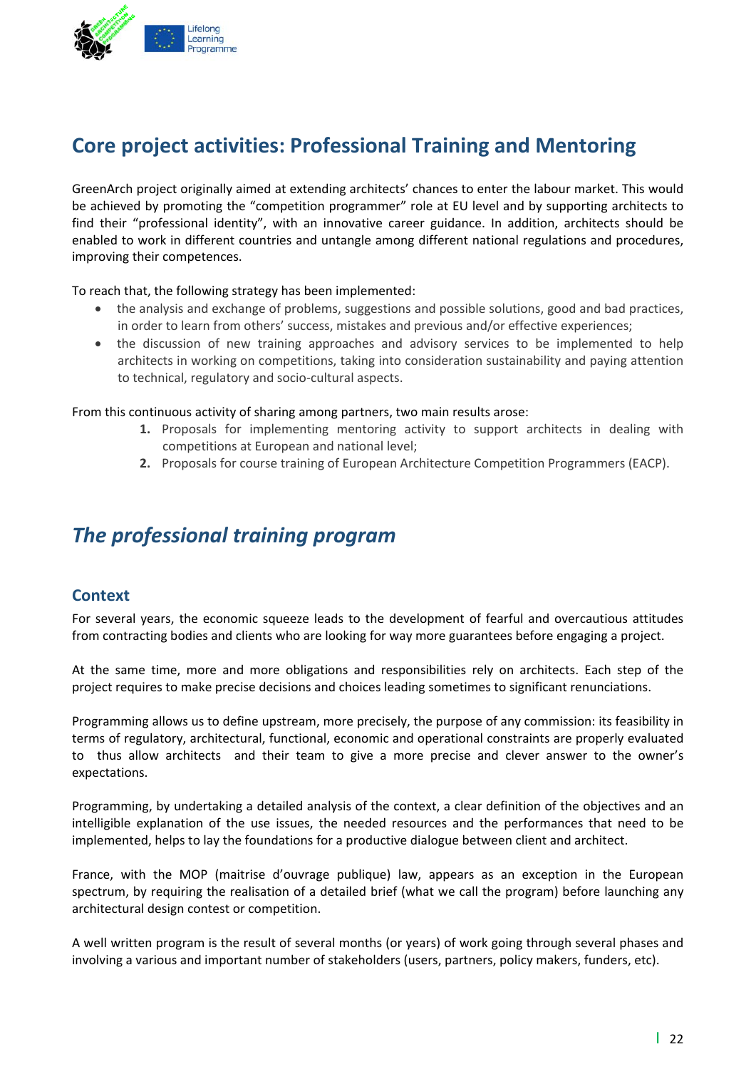## Core project activities: Professional Training and Mentoring

GreenArch project originally aimed at extending architects' chances to enter the labour market. This would be achieved by promoting the "competition programmer" role at EU level and by supporting architects to find their "professional identity", with an innovative career guidance. In addition, architects should be enabled to work in different countries and untangle among different national regulations and procedures, improving their competences.

To reach that, the following strategy has been implemented:

- the analysis and exchange of problems, suggestions and possible solutions, good and bad practices, in order to learn from others' success, mistakes and previous and/or effective experiences;
- the discussion of new training approaches and advisory services to be implemented to help architects in working on competitions, taking into consideration sustainability and paying attention to technical, regulatory and socio-cultural aspects.

From this continuous activity of sharing among partners, two main results arose:

1. Proposals for implementing mentoring activity to support architects in dealing with competitions at European and national level;
2. Proposals for course training of European Architecture Competition Programmers (EACP).

## *The professional training program*

### Context

For several years, the economic squeeze leads to the development of fearful and overcautious attitudes from contracting bodies and clients who are looking for way more guarantees before engaging a project.

At the same time, more and more obligations and responsibilities rely on architects. Each step of the project requires to make precise decisions and choices leading sometimes to significant renunciations.

Programming allows us to define upstream, more precisely, the purpose of any commission: its feasibility in terms of regulatory, architectural, functional, economic and operational constraints are properly evaluated to thus allow architects and their team to give a more precise and clever answer to the owner's expectations.

Programming, by undertaking a detailed analysis of the context, a clear definition of the objectives and an intelligible explanation of the use issues, the needed resources and the performances that need to be implemented, helps to lay the foundations for a productive dialogue between client and architect.

France, with the MOP (maitrise d'ouvrage publique) law, appears as an exception in the European spectrum, by requiring the realisation of a detailed brief (what we call the program) before launching any architectural design contest or competition.

A well written program is the result of several months (or years) of work going through several phases and involving a various and important number of stakeholders (users, partners, policy makers, funders, etc).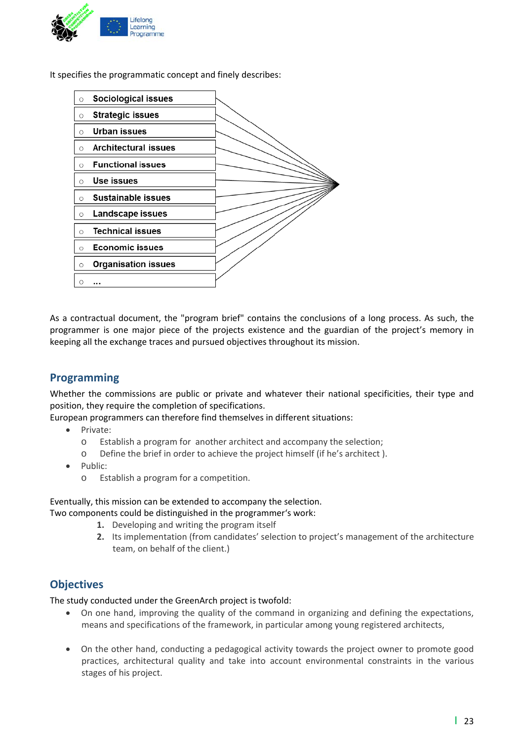It specifies the programmatic concept and finely describes:

- Sociological issues
- Strategic issues
- Urban issues
- Architectural issues
- Functional issues
- Use issues
- Sustainable issues
- Landscape issues
- Technical issues
- Economic issues
- Organisation issues
- ...

As a contractual document, the "program brief" contains the conclusions of a long process. As such, the programmer is one major piece of the projects existence and the guardian of the project's memory in keeping all the exchange traces and pursued objectives throughout its mission.

## Programming

Whether the commissions are public or private and whatever their national specificities, their type and position, they require the completion of specifications.
European programmers can therefore find themselves in different situations:

- Private:
  - Establish a program for another architect and accompany the selection;
  - Define the brief in order to achieve the project himself (if he's architect ).
- Public:
  - Establish a program for a competition.

Eventually, this mission can be extended to accompany the selection.
Two components could be distinguished in the programmer's work:

1. Developing and writing the program itself
2. Its implementation (from candidates' selection to project's management of the architecture team, on behalf of the client.)

## Objectives

The study conducted under the GreenArch project is twofold:

- On one hand, improving the quality of the command in organizing and defining the expectations, means and specifications of the framework, in particular among young registered architects,

- On the other hand, conducting a pedagogical activity towards the project owner to promote good practices, architectural quality and take into account environmental constraints in the various stages of his project.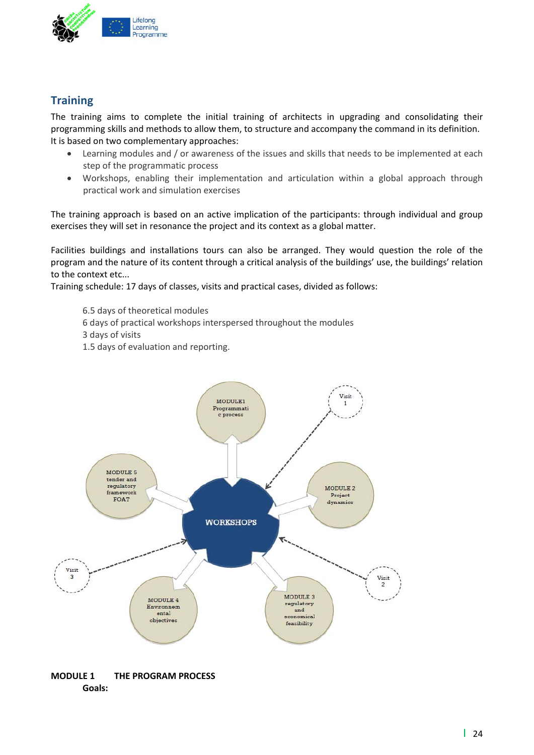## Training

The training aims to complete the initial training of architects in upgrading and consolidating their programming skills and methods to allow them, to structure and accompany the command in its definition. It is based on two complementary approaches:

- Learning modules and / or awareness of the issues and skills that needs to be implemented at each step of the programmatic process
- Workshops, enabling their implementation and articulation within a global approach through practical work and simulation exercises

The training approach is based on an active implication of the participants: through individual and group exercises they will set in resonance the project and its context as a global matter.

Facilities buildings and installations tours can also be arranged. They would question the role of the program and the nature of its content through a critical analysis of the buildings' use, the buildings' relation to the context etc...

Training schedule: 17 days of classes, visits and practical cases, divided as follows:

6.5 days of theoretical modules
6 days of practical workshops interspersed throughout the modules
3 days of visits
1.5 days of evaluation and reporting.

MODULE1 Programmatic process

Visit 1

MODULE 5 tender and regulatory framework FOAT

MODULE 2 Project dynamics

WORKSHOPS

Visit 3

Visit 2

MODULE 4 Environmental objectives

MODULE 3 regulatory and economical feasibility

**MODULE 1 THE PROGRAM PROCESS**

**Goals:**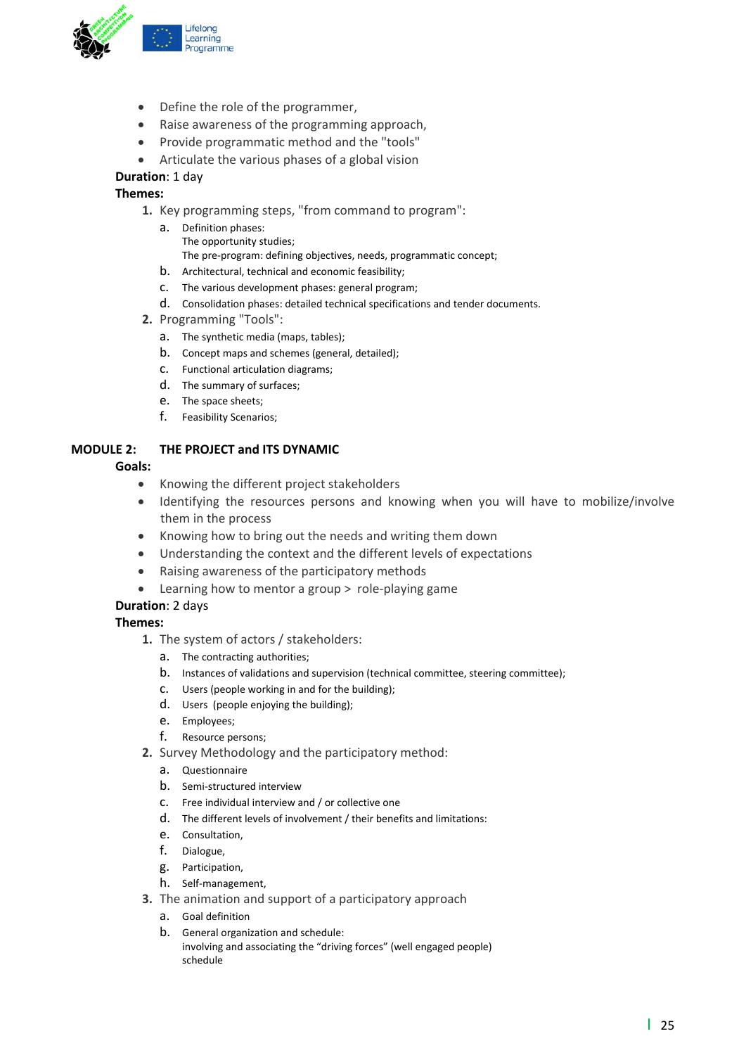- Define the role of the programmer,
- Raise awareness of the programming approach,
- Provide programmatic method and the "tools"
- Articulate the various phases of a global vision

**Duration**: 1 day

**Themes:**

1. Key programming steps, "from command to program":
   a. Definition phases:
      The opportunity studies;
      The pre-program: defining objectives, needs, programmatic concept;
   b. Architectural, technical and economic feasibility;
   c. The various development phases: general program;
   d. Consolidation phases: detailed technical specifications and tender documents.
2. Programming "Tools":
   a. The synthetic media (maps, tables);
   b. Concept maps and schemes (general, detailed);
   c. Functional articulation diagrams;
   d. The summary of surfaces;
   e. The space sheets;
   f. Feasibility Scenarios;

## MODULE 2: THE PROJECT and ITS DYNAMIC

**Goals:**

- Knowing the different project stakeholders
- Identifying the resources persons and knowing when you will have to mobilize/involve them in the process
- Knowing how to bring out the needs and writing them down
- Understanding the context and the different levels of expectations
- Raising awareness of the participatory methods
- Learning how to mentor a group > role-playing game

**Duration**: 2 days

**Themes:**

1. The system of actors / stakeholders:
   a. The contracting authorities;
   b. Instances of validations and supervision (technical committee, steering committee);
   c. Users (people working in and for the building);
   d. Users (people enjoying the building);
   e. Employees;
   f. Resource persons;
2. Survey Methodology and the participatory method:
   a. Questionnaire
   b. Semi-structured interview
   c. Free individual interview and / or collective one
   d. The different levels of involvement / their benefits and limitations:
   e. Consultation,
   f. Dialogue,
   g. Participation,
   h. Self-management,
3. The animation and support of a participatory approach
   a. Goal definition
   b. General organization and schedule:
      involving and associating the "driving forces" (well engaged people)
      schedule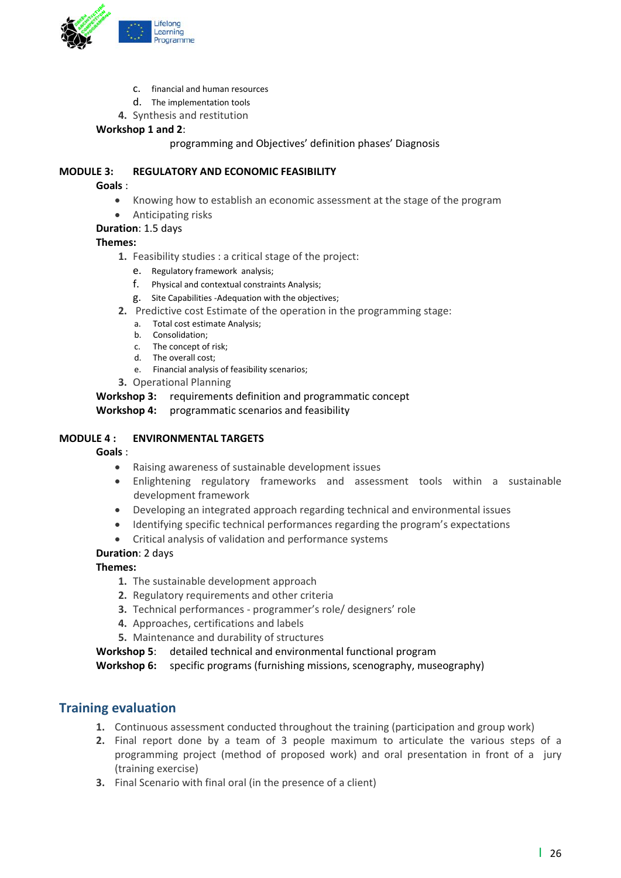c. financial and human resources
   d. The implementation tools
4. Synthesis and restitution

**Workshop 1 and 2**:

programming and Objectives' definition phases' Diagnosis

**MODULE 3: REGULATORY AND ECONOMIC FEASIBILITY**

**Goals** :

- Knowing how to establish an economic assessment at the stage of the program
- Anticipating risks

**Duration**: 1.5 days

**Themes:**

1. Feasibility studies : a critical stage of the project:
   e. Regulatory framework analysis;
   f. Physical and contextual constraints Analysis;
   g. Site Capabilities -Adequation with the objectives;
2. Predictive cost Estimate of the operation in the programming stage:
   a. Total cost estimate Analysis;
   b. Consolidation;
   c. The concept of risk;
   d. The overall cost;
   e. Financial analysis of feasibility scenarios;
3. Operational Planning

**Workshop 3:** requirements definition and programmatic concept

**Workshop 4:** programmatic scenarios and feasibility

**MODULE 4 : ENVIRONMENTAL TARGETS**

**Goals** :

- Raising awareness of sustainable development issues
- Enlightening regulatory frameworks and assessment tools within a sustainable development framework
- Developing an integrated approach regarding technical and environmental issues
- Identifying specific technical performances regarding the program's expectations
- Critical analysis of validation and performance systems

**Duration**: 2 days

**Themes:**

1. The sustainable development approach
2. Regulatory requirements and other criteria
3. Technical performances - programmer's role/ designers' role
4. Approaches, certifications and labels
5. Maintenance and durability of structures

**Workshop 5**: detailed technical and environmental functional program

**Workshop 6:** specific programs (furnishing missions, scenography, museography)

## Training evaluation

1. Continuous assessment conducted throughout the training (participation and group work)
2. Final report done by a team of 3 people maximum to articulate the various steps of a programming project (method of proposed work) and oral presentation in front of a jury (training exercise)
3. Final Scenario with final oral (in the presence of a client)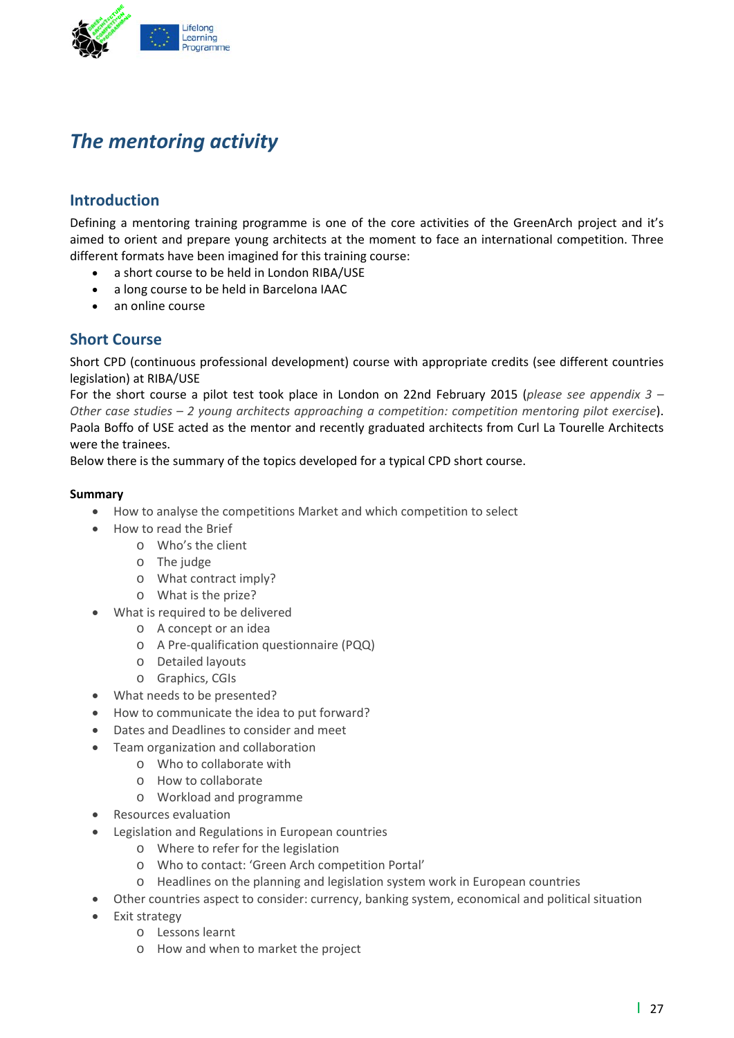# *The mentoring activity*

## Introduction

Defining a mentoring training programme is one of the core activities of the GreenArch project and it's aimed to orient and prepare young architects at the moment to face an international competition. Three different formats have been imagined for this training course:

- a short course to be held in London RIBA/USE
- a long course to be held in Barcelona IAAC
- an online course

## Short Course

Short CPD (continuous professional development) course with appropriate credits (see different countries legislation) at RIBA/USE

For the short course a pilot test took place in London on 22nd February 2015 (*please see appendix 3 – Other case studies – 2 young architects approaching a competition: competition mentoring pilot exercise*). Paola Boffo of USE acted as the mentor and recently graduated architects from Curl La Tourelle Architects were the trainees.

Below there is the summary of the topics developed for a typical CPD short course.

**Summary**

- How to analyse the competitions Market and which competition to select
- How to read the Brief
  - Who's the client
  - The judge
  - What contract imply?
  - What is the prize?
- What is required to be delivered
  - A concept or an idea
  - A Pre-qualification questionnaire (PQQ)
  - Detailed layouts
  - Graphics, CGIs
- What needs to be presented?
- How to communicate the idea to put forward?
- Dates and Deadlines to consider and meet
- Team organization and collaboration
  - Who to collaborate with
  - How to collaborate
  - Workload and programme
- Resources evaluation
- Legislation and Regulations in European countries
  - Where to refer for the legislation
  - Who to contact: 'Green Arch competition Portal'
  - Headlines on the planning and legislation system work in European countries
- Other countries aspect to consider: currency, banking system, economical and political situation
- Exit strategy
  - Lessons learnt
  - How and when to market the project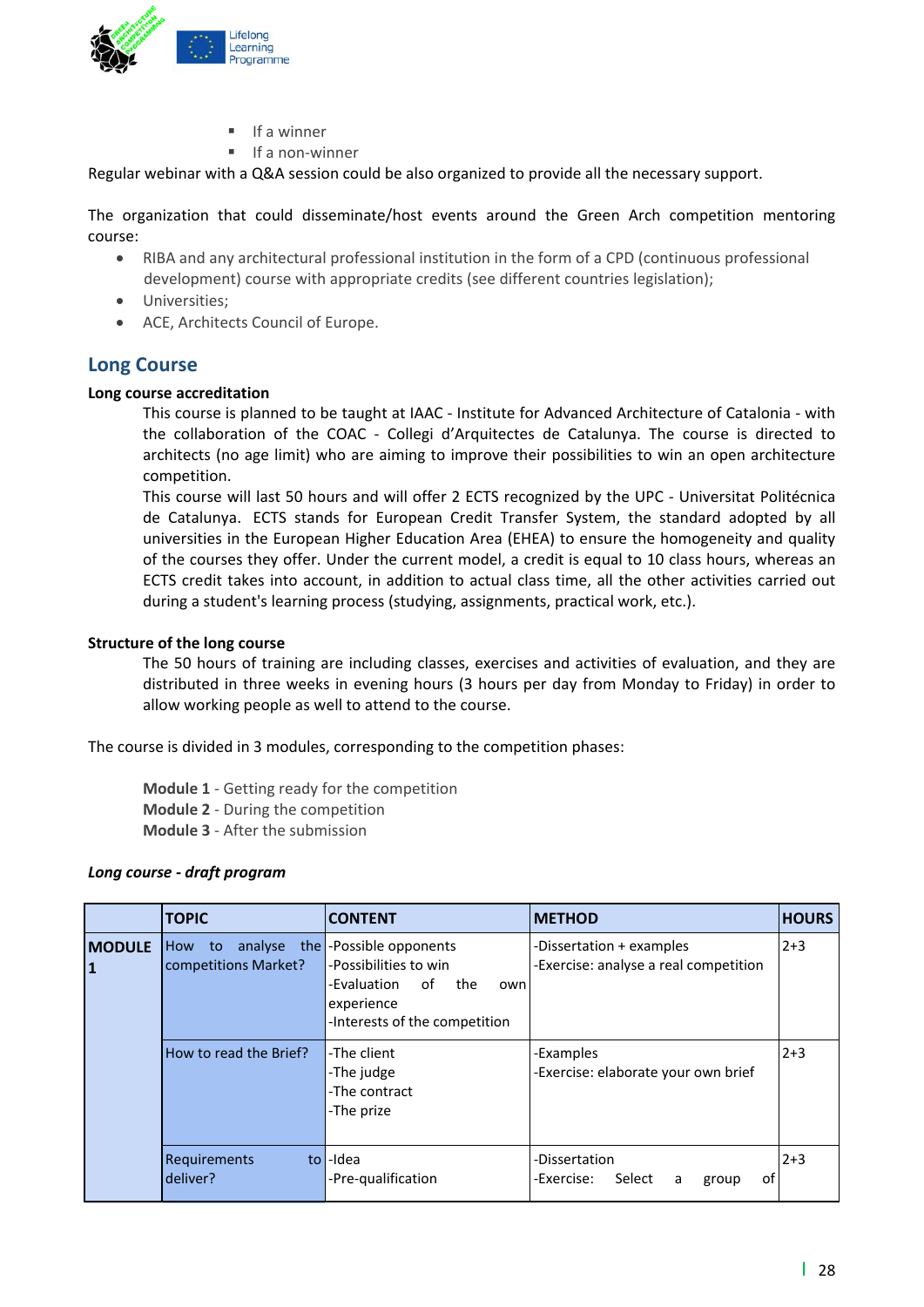- If a winner
- If a non-winner

Regular webinar with a Q&A session could be also organized to provide all the necessary support.

The organization that could disseminate/host events around the Green Arch competition mentoring course:

- RIBA and any architectural professional institution in the form of a CPD (continuous professional development) course with appropriate credits (see different countries legislation);
- Universities;
- ACE, Architects Council of Europe.

## Long Course

**Long course accreditation**

This course is planned to be taught at IAAC - Institute for Advanced Architecture of Catalonia - with the collaboration of the COAC - Collegi d'Arquitectes de Catalunya. The course is directed to architects (no age limit) who are aiming to improve their possibilities to win an open architecture competition.

This course will last 50 hours and will offer 2 ECTS recognized by the UPC - Universitat Politécnica de Catalunya. ECTS stands for European Credit Transfer System, the standard adopted by all universities in the European Higher Education Area (EHEA) to ensure the homogeneity and quality of the courses they offer. Under the current model, a credit is equal to 10 class hours, whereas an ECTS credit takes into account, in addition to actual class time, all the other activities carried out during a student's learning process (studying, assignments, practical work, etc.).

**Structure of the long course**

The 50 hours of training are including classes, exercises and activities of evaluation, and they are distributed in three weeks in evening hours (3 hours per day from Monday to Friday) in order to allow working people as well to attend to the course.

The course is divided in 3 modules, corresponding to the competition phases:

**Module 1** - Getting ready for the competition
**Module 2** - During the competition
**Module 3** - After the submission

***Long course - draft program***

| | TOPIC | CONTENT | METHOD | HOURS |
|---|---|---|---|---|
| **MODULE 1** | How to analyse the competitions Market? | -Possible opponents<br>-Possibilities to win<br>-Evaluation of the own experience<br>-Interests of the competition | -Dissertation + examples<br>-Exercise: analyse a real competition | 2+3 |
| | How to read the Brief? | -The client<br>-The judge<br>-The contract<br>-The prize | -Examples<br>-Exercise: elaborate your own brief | 2+3 |
| | Requirements to deliver? | -Idea<br>-Pre-qualification | -Dissertation<br>-Exercise: Select a group of | 2+3 |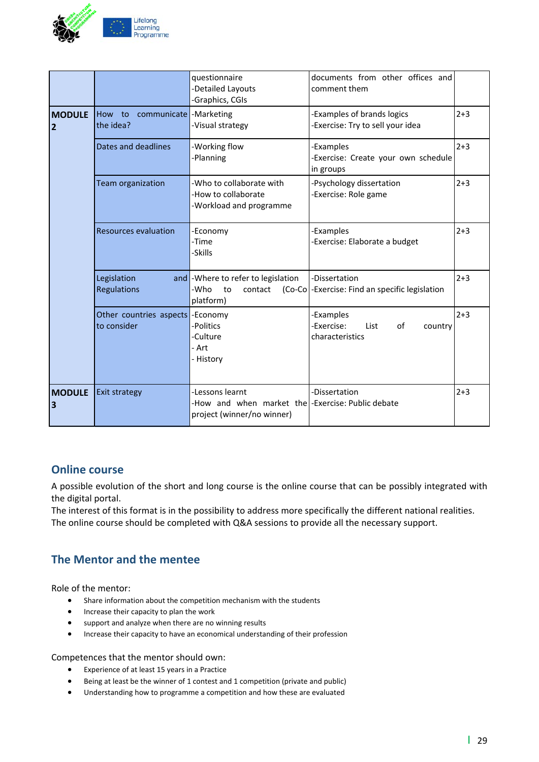| | | | | |
|---|---|---|---|---|
| | | questionnaire<br>-Detailed Layouts<br>-Graphics, CGIs | documents from other offices and comment them | |
| **MODULE 2** | How to communicate the idea? | -Marketing<br>-Visual strategy | -Examples of brands logics<br>-Exercise: Try to sell your idea | 2+3 |
| | Dates and deadlines | -Working flow<br>-Planning | -Examples<br>-Exercise: Create your own schedule in groups | 2+3 |
| | Team organization | -Who to collaborate with<br>-How to collaborate<br>-Workload and programme | -Psychology dissertation<br>-Exercise: Role game | 2+3 |
| | Resources evaluation | -Economy<br>-Time<br>-Skills | -Examples<br>-Exercise: Elaborate a budget | 2+3 |
| | Legislation and Regulations | -Where to refer to legislation<br>-Who to contact (Co-Co platform) | -Dissertation<br>-Exercise: Find an specific legislation | 2+3 |
| | Other countries aspects to consider | -Economy<br>-Politics<br>-Culture<br>- Art<br>- History | -Examples<br>-Exercise: List of country characteristics | 2+3 |
| **MODULE 3** | Exit strategy | -Lessons learnt<br>-How and when market the project (winner/no winner) | -Dissertation<br>-Exercise: Public debate | 2+3 |

## Online course

A possible evolution of the short and long course is the online course that can be possibly integrated with the digital portal.
The interest of this format is in the possibility to address more specifically the different national realities.
The online course should be completed with Q&A sessions to provide all the necessary support.

## The Mentor and the mentee

Role of the mentor:

- Share information about the competition mechanism with the students
- Increase their capacity to plan the work
- support and analyze when there are no winning results
- Increase their capacity to have an economical understanding of their profession

Competences that the mentor should own:

- Experience of at least 15 years in a Practice
- Being at least be the winner of 1 contest and 1 competition (private and public)
- Understanding how to programme a competition and how these are evaluated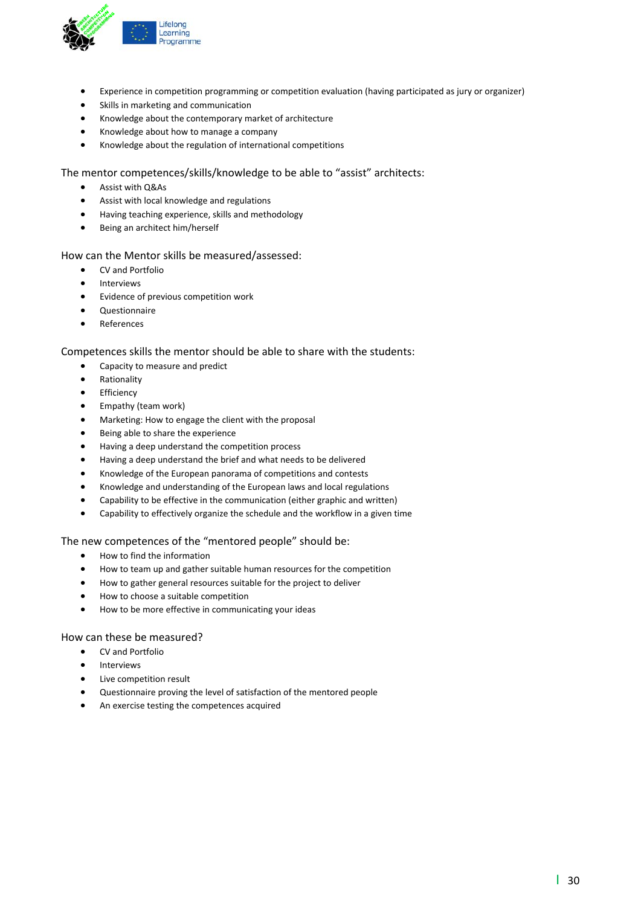- Experience in competition programming or competition evaluation (having participated as jury or organizer)
- Skills in marketing and communication
- Knowledge about the contemporary market of architecture
- Knowledge about how to manage a company
- Knowledge about the regulation of international competitions

The mentor competences/skills/knowledge to be able to “assist” architects:

- Assist with Q&As
- Assist with local knowledge and regulations
- Having teaching experience, skills and methodology
- Being an architect him/herself

How can the Mentor skills be measured/assessed:

- CV and Portfolio
- Interviews
- Evidence of previous competition work
- Questionnaire
- References

Competences skills the mentor should be able to share with the students:

- Capacity to measure and predict
- Rationality
- Efficiency
- Empathy (team work)
- Marketing: How to engage the client with the proposal
- Being able to share the experience
- Having a deep understand the competition process
- Having a deep understand the brief and what needs to be delivered
- Knowledge of the European panorama of competitions and contests
- Knowledge and understanding of the European laws and local regulations
- Capability to be effective in the communication (either graphic and written)
- Capability to effectively organize the schedule and the workflow in a given time

The new competences of the “mentored people” should be:

- How to find the information
- How to team up and gather suitable human resources for the competition
- How to gather general resources suitable for the project to deliver
- How to choose a suitable competition
- How to be more effective in communicating your ideas

How can these be measured?

- CV and Portfolio
- Interviews
- Live competition result
- Questionnaire proving the level of satisfaction of the mentored people
- An exercise testing the competences acquired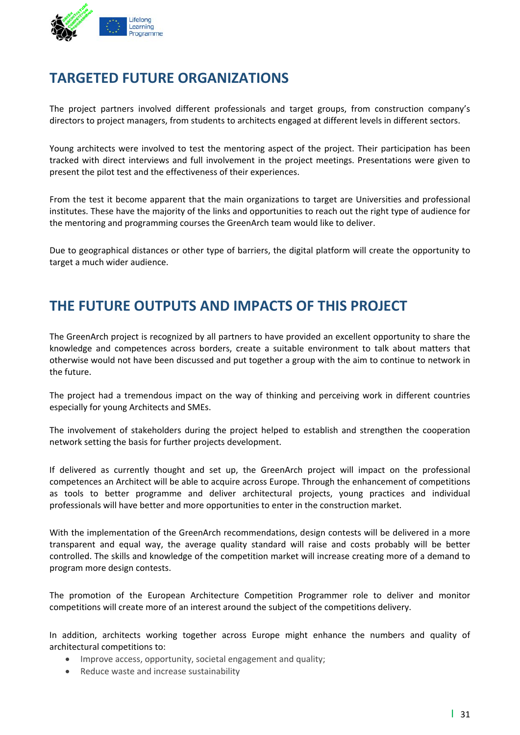## TARGETED FUTURE ORGANIZATIONS

The project partners involved different professionals and target groups, from construction company's directors to project managers, from students to architects engaged at different levels in different sectors.

Young architects were involved to test the mentoring aspect of the project. Their participation has been tracked with direct interviews and full involvement in the project meetings. Presentations were given to present the pilot test and the effectiveness of their experiences.

From the test it become apparent that the main organizations to target are Universities and professional institutes. These have the majority of the links and opportunities to reach out the right type of audience for the mentoring and programming courses the GreenArch team would like to deliver.

Due to geographical distances or other type of barriers, the digital platform will create the opportunity to target a much wider audience.

## THE FUTURE OUTPUTS AND IMPACTS OF THIS PROJECT

The GreenArch project is recognized by all partners to have provided an excellent opportunity to share the knowledge and competences across borders, create a suitable environment to talk about matters that otherwise would not have been discussed and put together a group with the aim to continue to network in the future.

The project had a tremendous impact on the way of thinking and perceiving work in different countries especially for young Architects and SMEs.

The involvement of stakeholders during the project helped to establish and strengthen the cooperation network setting the basis for further projects development.

If delivered as currently thought and set up, the GreenArch project will impact on the professional competences an Architect will be able to acquire across Europe. Through the enhancement of competitions as tools to better programme and deliver architectural projects, young practices and individual professionals will have better and more opportunities to enter in the construction market.

With the implementation of the GreenArch recommendations, design contests will be delivered in a more transparent and equal way, the average quality standard will raise and costs probably will be better controlled. The skills and knowledge of the competition market will increase creating more of a demand to program more design contests.

The promotion of the European Architecture Competition Programmer role to deliver and monitor competitions will create more of an interest around the subject of the competitions delivery.

In addition, architects working together across Europe might enhance the numbers and quality of architectural competitions to:

- Improve access, opportunity, societal engagement and quality;
- Reduce waste and increase sustainability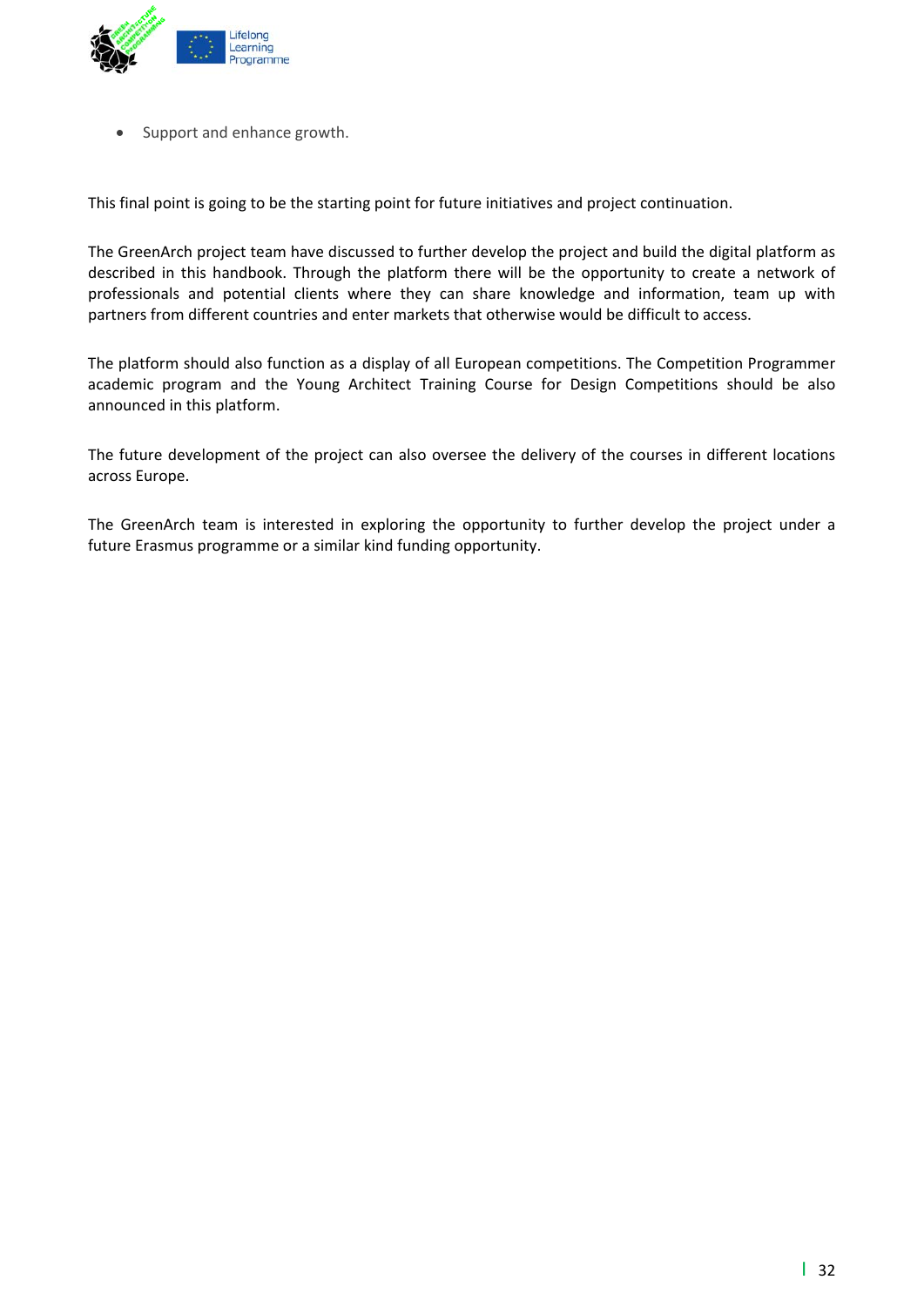- Support and enhance growth.

This final point is going to be the starting point for future initiatives and project continuation.

The GreenArch project team have discussed to further develop the project and build the digital platform as described in this handbook. Through the platform there will be the opportunity to create a network of professionals and potential clients where they can share knowledge and information, team up with partners from different countries and enter markets that otherwise would be difficult to access.

The platform should also function as a display of all European competitions. The Competition Programmer academic program and the Young Architect Training Course for Design Competitions should be also announced in this platform.

The future development of the project can also oversee the delivery of the courses in different locations across Europe.

The GreenArch team is interested in exploring the opportunity to further develop the project under a future Erasmus programme or a similar kind funding opportunity.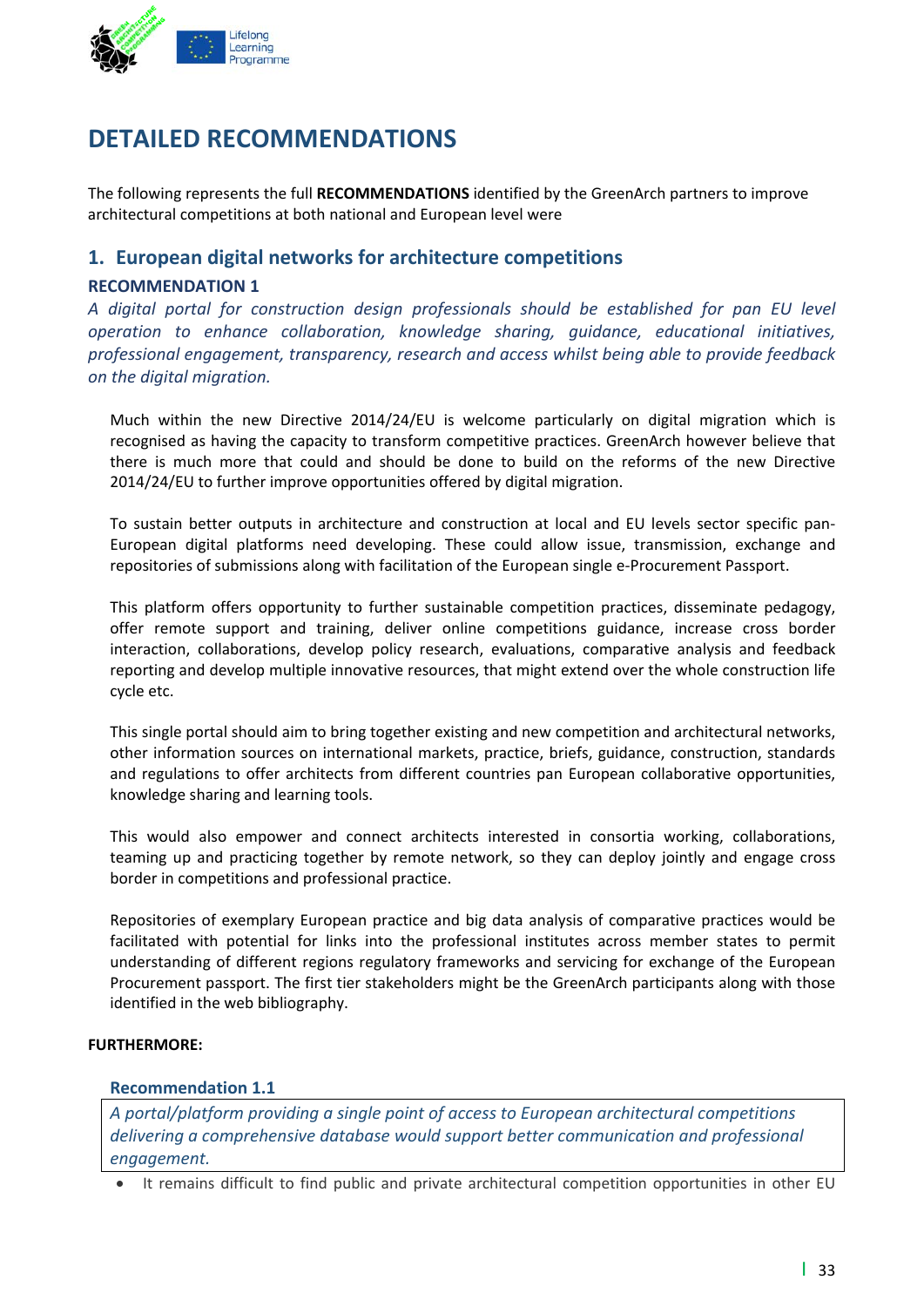# DETAILED RECOMMENDATIONS

The following represents the full **RECOMMENDATIONS** identified by the GreenArch partners to improve architectural competitions at both national and European level were

## 1. European digital networks for architecture competitions

### RECOMMENDATION 1

*A digital portal for construction design professionals should be established for pan EU level operation to enhance collaboration, knowledge sharing, guidance, educational initiatives, professional engagement, transparency, research and access whilst being able to provide feedback on the digital migration.*

Much within the new Directive 2014/24/EU is welcome particularly on digital migration which is recognised as having the capacity to transform competitive practices. GreenArch however believe that there is much more that could and should be done to build on the reforms of the new Directive 2014/24/EU to further improve opportunities offered by digital migration.

To sustain better outputs in architecture and construction at local and EU levels sector specific pan-European digital platforms need developing. These could allow issue, transmission, exchange and repositories of submissions along with facilitation of the European single e-Procurement Passport.

This platform offers opportunity to further sustainable competition practices, disseminate pedagogy, offer remote support and training, deliver online competitions guidance, increase cross border interaction, collaborations, develop policy research, evaluations, comparative analysis and feedback reporting and develop multiple innovative resources, that might extend over the whole construction life cycle etc.

This single portal should aim to bring together existing and new competition and architectural networks, other information sources on international markets, practice, briefs, guidance, construction, standards and regulations to offer architects from different countries pan European collaborative opportunities, knowledge sharing and learning tools.

This would also empower and connect architects interested in consortia working, collaborations, teaming up and practicing together by remote network, so they can deploy jointly and engage cross border in competitions and professional practice.

Repositories of exemplary European practice and big data analysis of comparative practices would be facilitated with potential for links into the professional institutes across member states to permit understanding of different regions regulatory frameworks and servicing for exchange of the European Procurement passport. The first tier stakeholders might be the GreenArch participants along with those identified in the web bibliography.

**FURTHERMORE:**

### Recommendation 1.1

*A portal/platform providing a single point of access to European architectural competitions delivering a comprehensive database would support better communication and professional engagement.*

- It remains difficult to find public and private architectural competition opportunities in other EU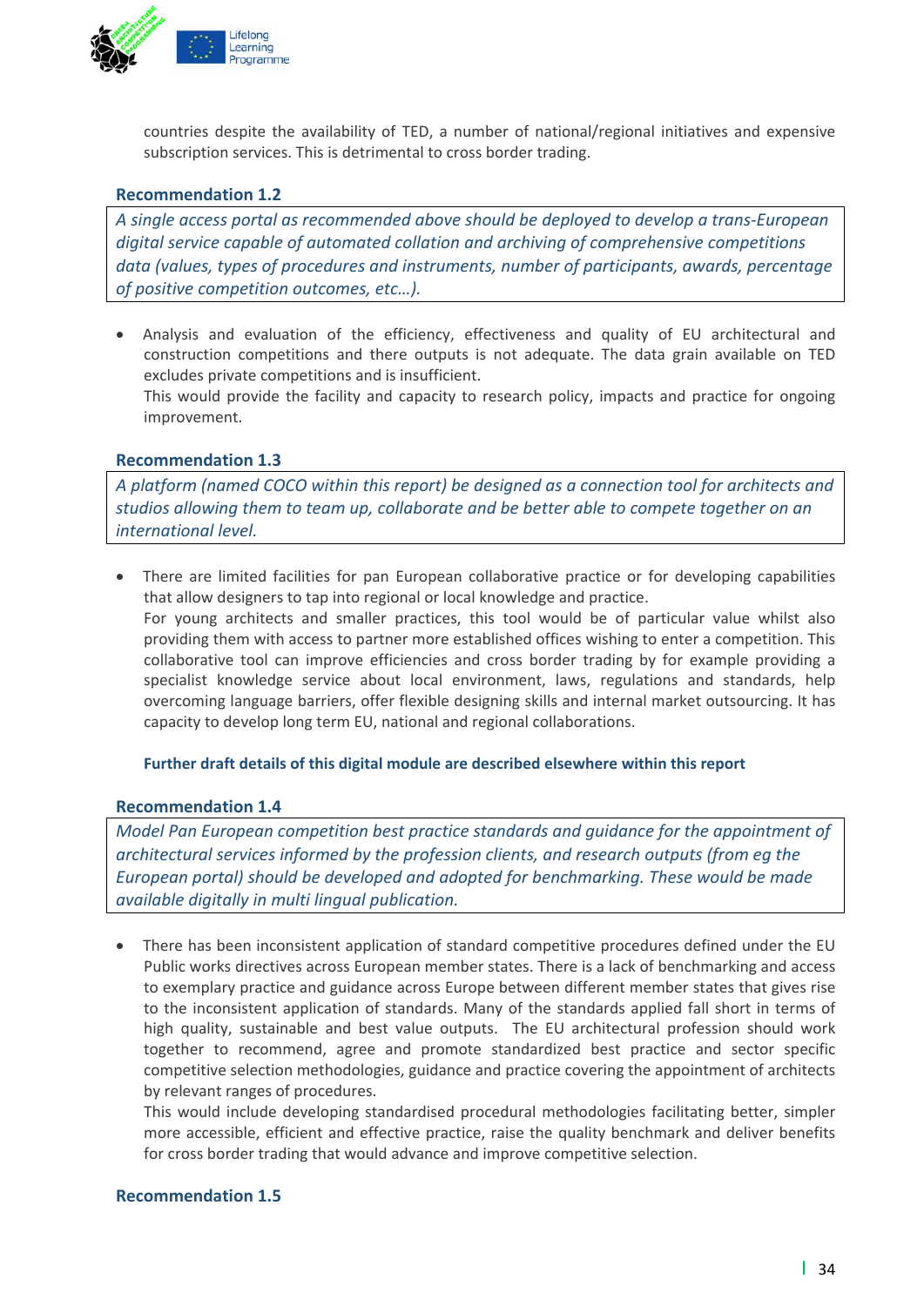countries despite the availability of TED, a number of national/regional initiatives and expensive subscription services. This is detrimental to cross border trading.

### Recommendation 1.2

*A single access portal as recommended above should be deployed to develop a trans-European digital service capable of automated collation and archiving of comprehensive competitions data (values, types of procedures and instruments, number of participants, awards, percentage of positive competition outcomes, etc…).*

- Analysis and evaluation of the efficiency, effectiveness and quality of EU architectural and construction competitions and there outputs is not adequate. The data grain available on TED excludes private competitions and is insufficient.
  This would provide the facility and capacity to research policy, impacts and practice for ongoing improvement.

### Recommendation 1.3

*A platform (named COCO within this report) be designed as a connection tool for architects and studios allowing them to team up, collaborate and be better able to compete together on an international level.*

- There are limited facilities for pan European collaborative practice or for developing capabilities that allow designers to tap into regional or local knowledge and practice.
  For young architects and smaller practices, this tool would be of particular value whilst also providing them with access to partner more established offices wishing to enter a competition. This collaborative tool can improve efficiencies and cross border trading by for example providing a specialist knowledge service about local environment, laws, regulations and standards, help overcoming language barriers, offer flexible designing skills and internal market outsourcing. It has capacity to develop long term EU, national and regional collaborations.

  **Further draft details of this digital module are described elsewhere within this report**

### Recommendation 1.4

*Model Pan European competition best practice standards and guidance for the appointment of architectural services informed by the profession clients, and research outputs (from eg the European portal) should be developed and adopted for benchmarking. These would be made available digitally in multi lingual publication.*

- There has been inconsistent application of standard competitive procedures defined under the EU Public works directives across European member states. There is a lack of benchmarking and access to exemplary practice and guidance across Europe between different member states that gives rise to the inconsistent application of standards. Many of the standards applied fall short in terms of high quality, sustainable and best value outputs. The EU architectural profession should work together to recommend, agree and promote standardized best practice and sector specific competitive selection methodologies, guidance and practice covering the appointment of architects by relevant ranges of procedures.
  This would include developing standardised procedural methodologies facilitating better, simpler more accessible, efficient and effective practice, raise the quality benchmark and deliver benefits for cross border trading that would advance and improve competitive selection.

### Recommendation 1.5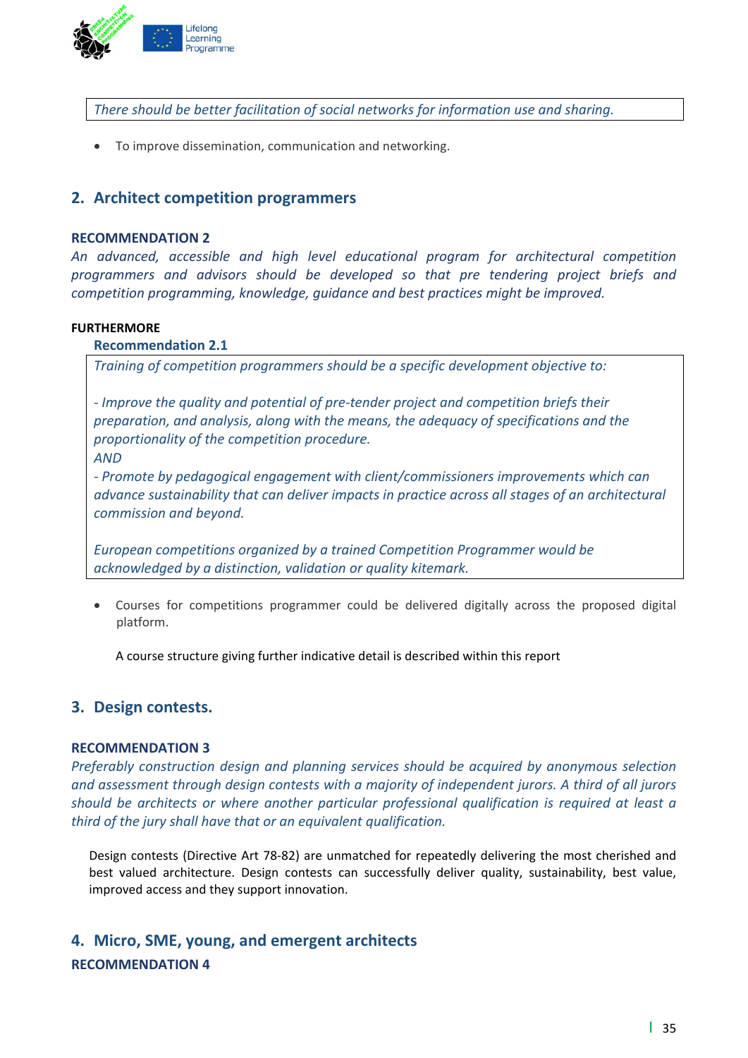*There should be better facilitation of social networks for information use and sharing.*

- To improve dissemination, communication and networking.

## 2. Architect competition programmers

**RECOMMENDATION 2**

*An advanced, accessible and high level educational program for architectural competition programmers and advisors should be developed so that pre tendering project briefs and competition programming, knowledge, guidance and best practices might be improved.*

**FURTHERMORE**

**Recommendation 2.1**

*Training of competition programmers should be a specific development objective to:*

*- Improve the quality and potential of pre-tender project and competition briefs their preparation, and analysis, along with the means, the adequacy of specifications and the proportionality of the competition procedure.*
*AND*
*- Promote by pedagogical engagement with client/commissioners improvements which can advance sustainability that can deliver impacts in practice across all stages of an architectural commission and beyond.*

*European competitions organized by a trained Competition Programmer would be acknowledged by a distinction, validation or quality kitemark.*

- Courses for competitions programmer could be delivered digitally across the proposed digital platform.

  A course structure giving further indicative detail is described within this report

## 3. Design contests.

**RECOMMENDATION 3**

*Preferably construction design and planning services should be acquired by anonymous selection and assessment through design contests with a majority of independent jurors. A third of all jurors should be architects or where another particular professional qualification is required at least a third of the jury shall have that or an equivalent qualification.*

Design contests (Directive Art 78-82) are unmatched for repeatedly delivering the most cherished and best valued architecture. Design contests can successfully deliver quality, sustainability, best value, improved access and they support innovation.

## 4. Micro, SME, young, and emergent architects

**RECOMMENDATION 4**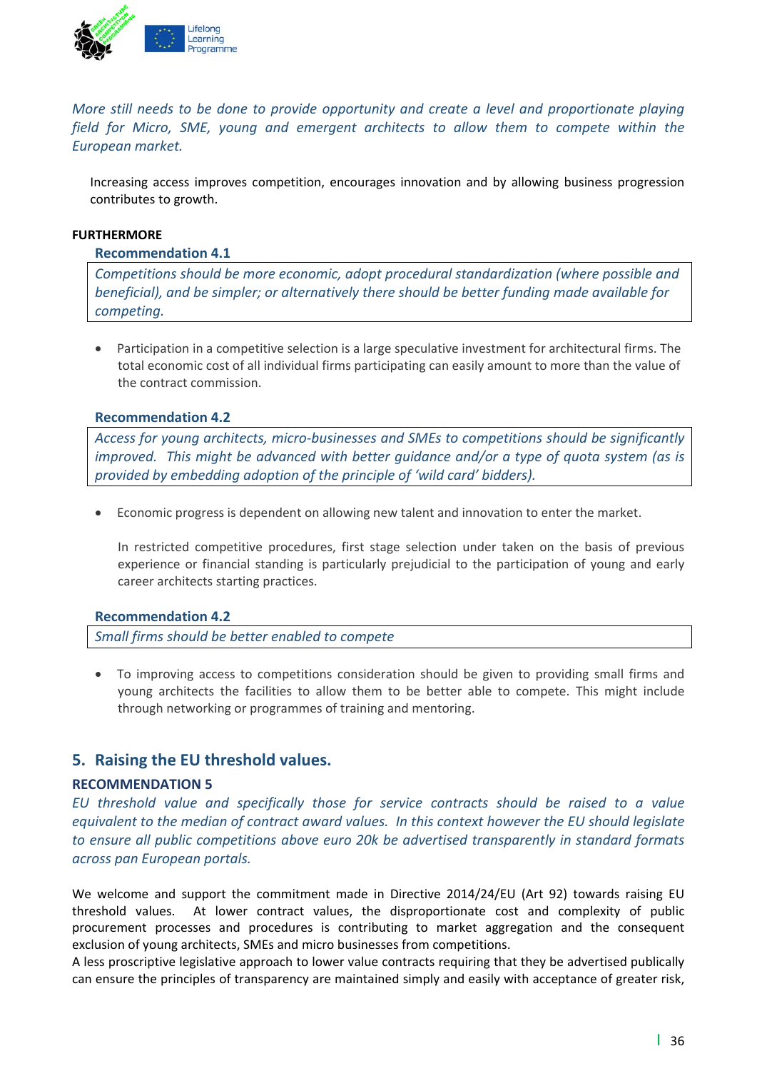*More still needs to be done to provide opportunity and create a level and proportionate playing field for Micro, SME, young and emergent architects to allow them to compete within the European market.*

Increasing access improves competition, encourages innovation and by allowing business progression contributes to growth.

**FURTHERMORE**

### Recommendation 4.1

*Competitions should be more economic, adopt procedural standardization (where possible and beneficial), and be simpler; or alternatively there should be better funding made available for competing.*

- Participation in a competitive selection is a large speculative investment for architectural firms. The total economic cost of all individual firms participating can easily amount to more than the value of the contract commission.

### Recommendation 4.2

*Access for young architects, micro-businesses and SMEs to competitions should be significantly improved. This might be advanced with better guidance and/or a type of quota system (as is provided by embedding adoption of the principle of 'wild card' bidders).*

- Economic progress is dependent on allowing new talent and innovation to enter the market.

  In restricted competitive procedures, first stage selection under taken on the basis of previous experience or financial standing is particularly prejudicial to the participation of young and early career architects starting practices.

### Recommendation 4.2

*Small firms should be better enabled to compete*

- To improving access to competitions consideration should be given to providing small firms and young architects the facilities to allow them to be better able to compete. This might include through networking or programmes of training and mentoring.

## 5. Raising the EU threshold values.

**RECOMMENDATION 5**

*EU threshold value and specifically those for service contracts should be raised to a value equivalent to the median of contract award values. In this context however the EU should legislate to ensure all public competitions above euro 20k be advertised transparently in standard formats across pan European portals.*

We welcome and support the commitment made in Directive 2014/24/EU (Art 92) towards raising EU threshold values. At lower contract values, the disproportionate cost and complexity of public procurement processes and procedures is contributing to market aggregation and the consequent exclusion of young architects, SMEs and micro businesses from competitions.
A less proscriptive legislative approach to lower value contracts requiring that they be advertised publically can ensure the principles of transparency are maintained simply and easily with acceptance of greater risk,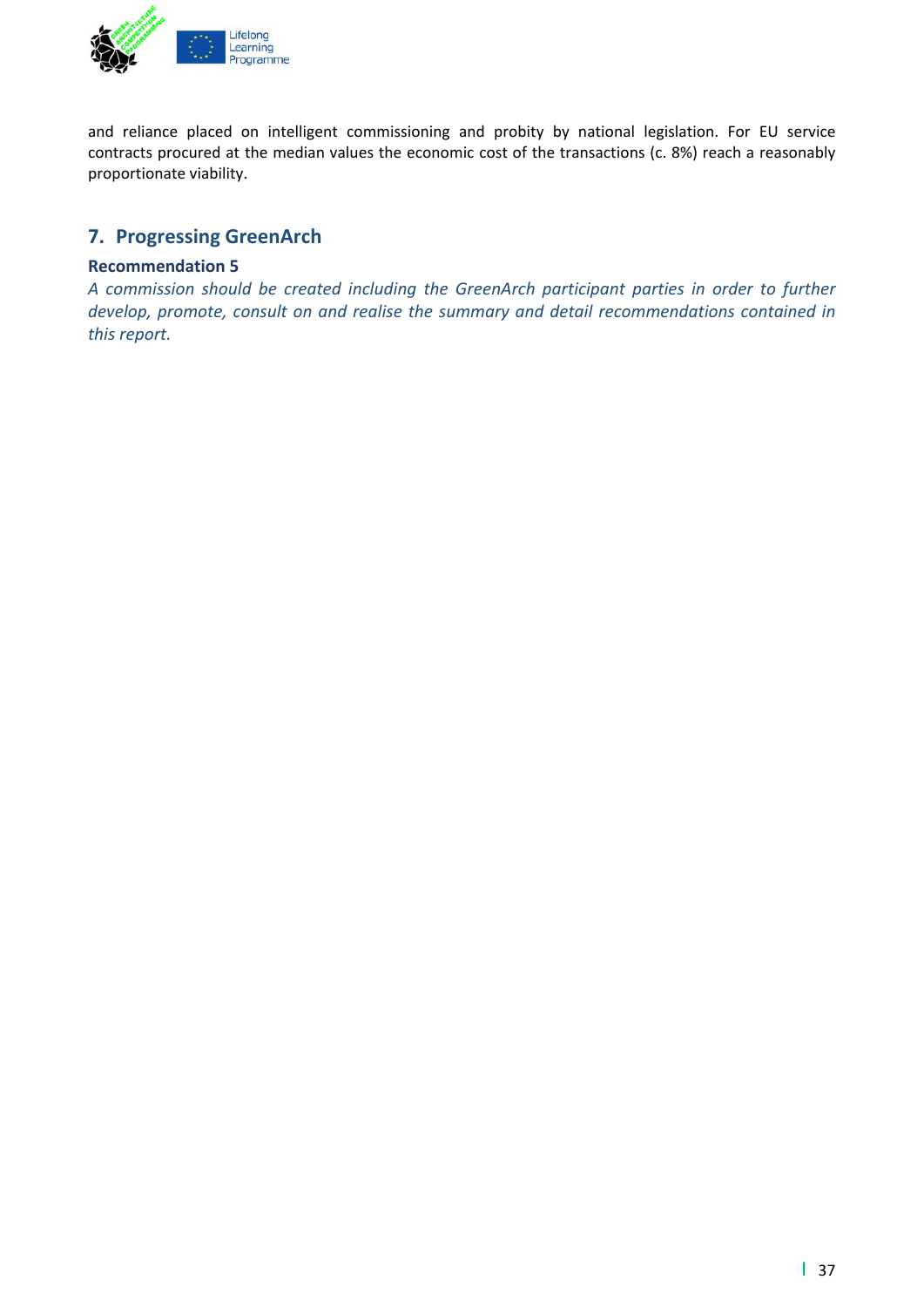and reliance placed on intelligent commissioning and probity by national legislation. For EU service contracts procured at the median values the economic cost of the transactions (c. 8%) reach a reasonably proportionate viability.

## 7. Progressing GreenArch

### Recommendation 5

*A commission should be created including the GreenArch participant parties in order to further develop, promote, consult on and realise the summary and detail recommendations contained in this report.*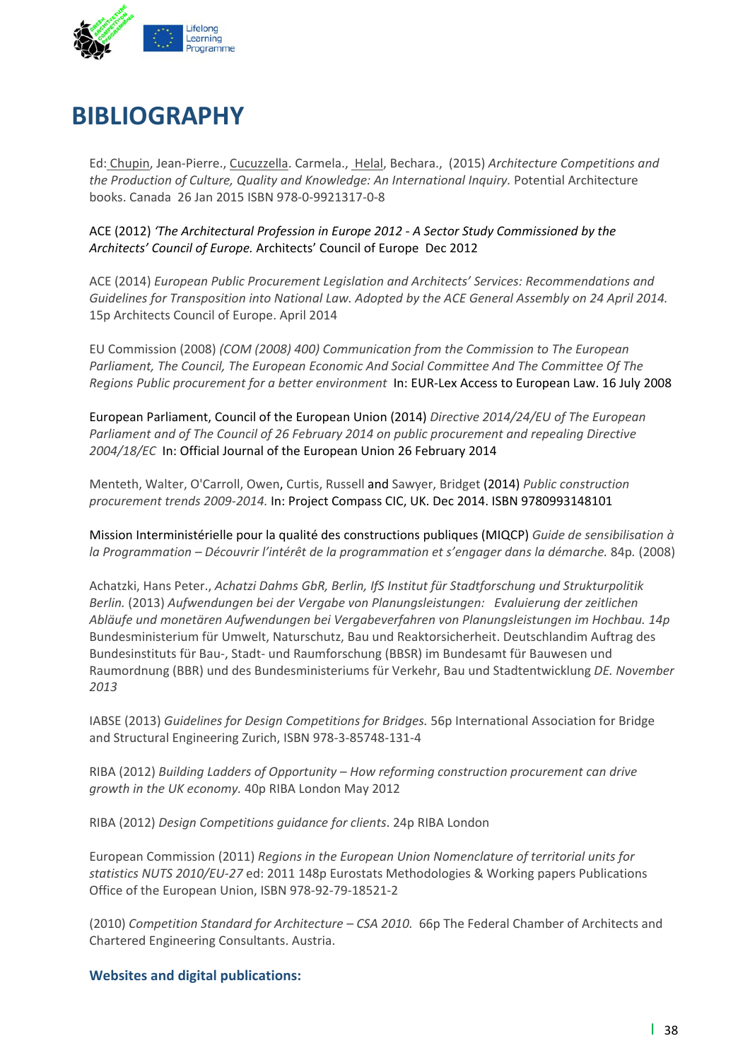# BIBLIOGRAPHY

Ed: Chupin, Jean-Pierre., Cucuzzella. Carmela., Helal, Bechara., (2015) *Architecture Competitions and the Production of Culture, Quality and Knowledge: An International Inquiry.* Potential Architecture books. Canada 26 Jan 2015 ISBN 978-0-9921317-0-8

ACE (2012) *'The Architectural Profession in Europe 2012 - A Sector Study Commissioned by the Architects' Council of Europe.* Architects' Council of Europe Dec 2012

ACE (2014) *European Public Procurement Legislation and Architects' Services: Recommendations and Guidelines for Transposition into National Law. Adopted by the ACE General Assembly on 24 April 2014.* 15p Architects Council of Europe. April 2014

EU Commission (2008) *(COM (2008) 400) Communication from the Commission to The European Parliament, The Council, The European Economic And Social Committee And The Committee Of The Regions Public procurement for a better environment* In: EUR-Lex Access to European Law. 16 July 2008

European Parliament, Council of the European Union (2014) *Directive 2014/24/EU of The European Parliament and of The Council of 26 February 2014 on public procurement and repealing Directive 2004/18/EC* In: Official Journal of the European Union 26 February 2014

Menteth, Walter, O'Carroll, Owen, Curtis, Russell and Sawyer, Bridget (2014) *Public construction procurement trends 2009-2014.* In: Project Compass CIC, UK. Dec 2014. ISBN 9780993148101

Mission Interministérielle pour la qualité des constructions publiques (MIQCP) *Guide de sensibilisation à la Programmation – Découvrir l'intérêt de la programmation et s'engager dans la démarche.* 84p. (2008)

Achatzki, Hans Peter., *Achatzi Dahms GbR, Berlin, IfS Institut für Stadtforschung und Strukturpolitik Berlin.* (2013) *Aufwendungen bei der Vergabe von Planungsleistungen: Evaluierung der zeitlichen Abläufe und monetären Aufwendungen bei Vergabeverfahren von Planungsleistungen im Hochbau. 14p* Bundesministerium für Umwelt, Naturschutz, Bau und Reaktorsicherheit. Deutschlandim Auftrag des Bundesinstituts für Bau-, Stadt- und Raumforschung (BBSR) im Bundesamt für Bauwesen und Raumordnung (BBR) und des Bundesministeriums für Verkehr, Bau und Stadtentwicklung *DE. November 2013*

IABSE (2013) *Guidelines for Design Competitions for Bridges.* 56p International Association for Bridge and Structural Engineering Zurich, ISBN 978-3-85748-131-4

RIBA (2012) *Building Ladders of Opportunity – How reforming construction procurement can drive growth in the UK economy.* 40p RIBA London May 2012

RIBA (2012) *Design Competitions guidance for clients*. 24p RIBA London

European Commission (2011) *Regions in the European Union Nomenclature of territorial units for statistics NUTS 2010/EU-27* ed: 2011 148p Eurostats Methodologies & Working papers Publications Office of the European Union, ISBN 978-92-79-18521-2

(2010) *Competition Standard for Architecture – CSA 2010.* 66p The Federal Chamber of Architects and Chartered Engineering Consultants. Austria.

### Websites and digital publications: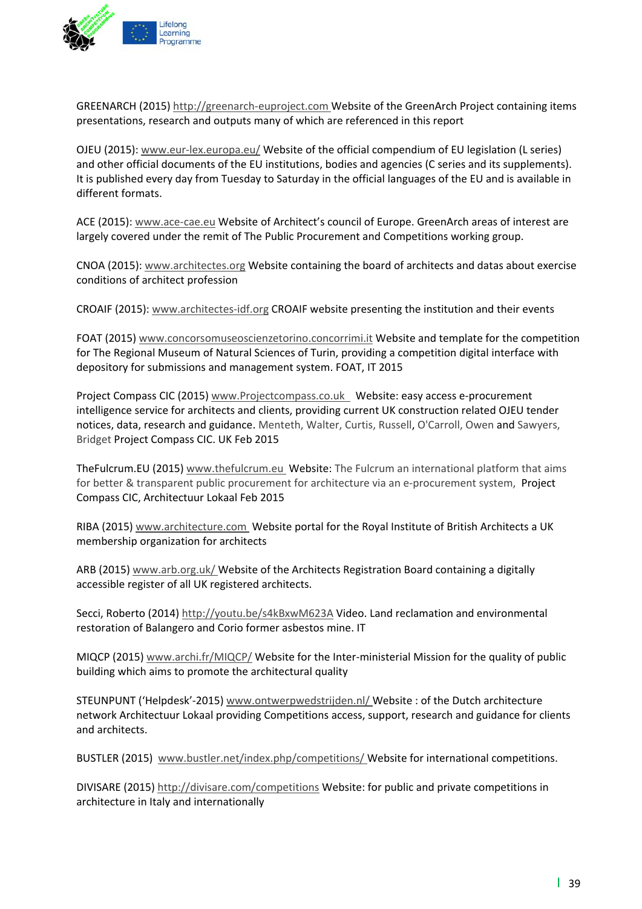GREENARCH (2015) http://greenarch-euproject.com Website of the GreenArch Project containing items presentations, research and outputs many of which are referenced in this report

OJEU (2015): www.eur-lex.europa.eu/ Website of the official compendium of EU legislation (L series) and other official documents of the EU institutions, bodies and agencies (C series and its supplements). It is published every day from Tuesday to Saturday in the official languages of the EU and is available in different formats.

ACE (2015): www.ace-cae.eu Website of Architect's council of Europe. GreenArch areas of interest are largely covered under the remit of The Public Procurement and Competitions working group.

CNOA (2015): www.architectes.org Website containing the board of architects and datas about exercise conditions of architect profession

CROAIF (2015): www.architectes-idf.org CROAIF website presenting the institution and their events

FOAT (2015) www.concorsomuseoscienzetorino.concorrimi.it Website and template for the competition for The Regional Museum of Natural Sciences of Turin, providing a competition digital interface with depository for submissions and management system. FOAT, IT 2015

Project Compass CIC (2015) www.Projectcompass.co.uk Website: easy access e-procurement intelligence service for architects and clients, providing current UK construction related OJEU tender notices, data, research and guidance. Menteth, Walter, Curtis, Russell, O'Carroll, Owen and Sawyers, Bridget Project Compass CIC. UK Feb 2015

TheFulcrum.EU (2015) www.thefulcrum.eu Website: The Fulcrum an international platform that aims for better & transparent public procurement for architecture via an e-procurement system, Project Compass CIC, Architectuur Lokaal Feb 2015

RIBA (2015) www.architecture.com Website portal for the Royal Institute of British Architects a UK membership organization for architects

ARB (2015) www.arb.org.uk/ Website of the Architects Registration Board containing a digitally accessible register of all UK registered architects.

Secci, Roberto (2014) http://youtu.be/s4kBxwM623A Video. Land reclamation and environmental restoration of Balangero and Corio former asbestos mine. IT

MIQCP (2015) www.archi.fr/MIQCP/ Website for the Inter-ministerial Mission for the quality of public building which aims to promote the architectural quality

STEUNPUNT ('Helpdesk'-2015) www.ontwerpwedstrijden.nl/ Website : of the Dutch architecture network Architectuur Lokaal providing Competitions access, support, research and guidance for clients and architects.

BUSTLER (2015) www.bustler.net/index.php/competitions/ Website for international competitions.

DIVISARE (2015) http://divisare.com/competitions Website: for public and private competitions in architecture in Italy and internationally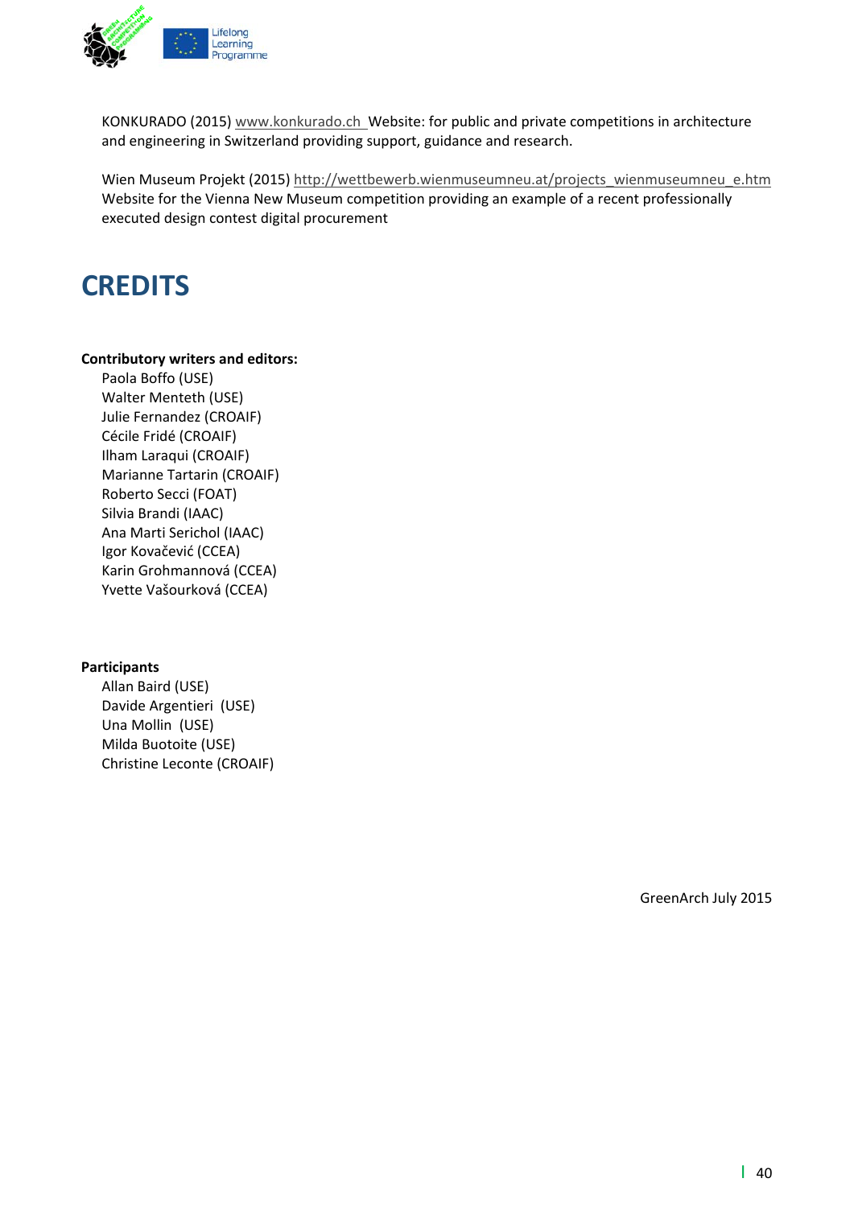KONKURADO (2015) www.konkurado.ch Website: for public and private competitions in architecture and engineering in Switzerland providing support, guidance and research.

Wien Museum Projekt (2015) http://wettbewerb.wienmuseumneu.at/projects_wienmuseumneu_e.htm Website for the Vienna New Museum competition providing an example of a recent professionally executed design contest digital procurement

# CREDITS

**Contributory writers and editors:**

Paola Boffo (USE)
Walter Menteth (USE)
Julie Fernandez (CROAIF)
Cécile Fridé (CROAIF)
Ilham Laraqui (CROAIF)
Marianne Tartarin (CROAIF)
Roberto Secci (FOAT)
Silvia Brandi (IAAC)
Ana Marti Serichol (IAAC)
Igor Kovačević (CCEA)
Karin Grohmannová (CCEA)
Yvette Vašourková (CCEA)

**Participants**

Allan Baird (USE)
Davide Argentieri (USE)
Una Mollin (USE)
Milda Buotoite (USE)
Christine Leconte (CROAIF)

GreenArch July 2015